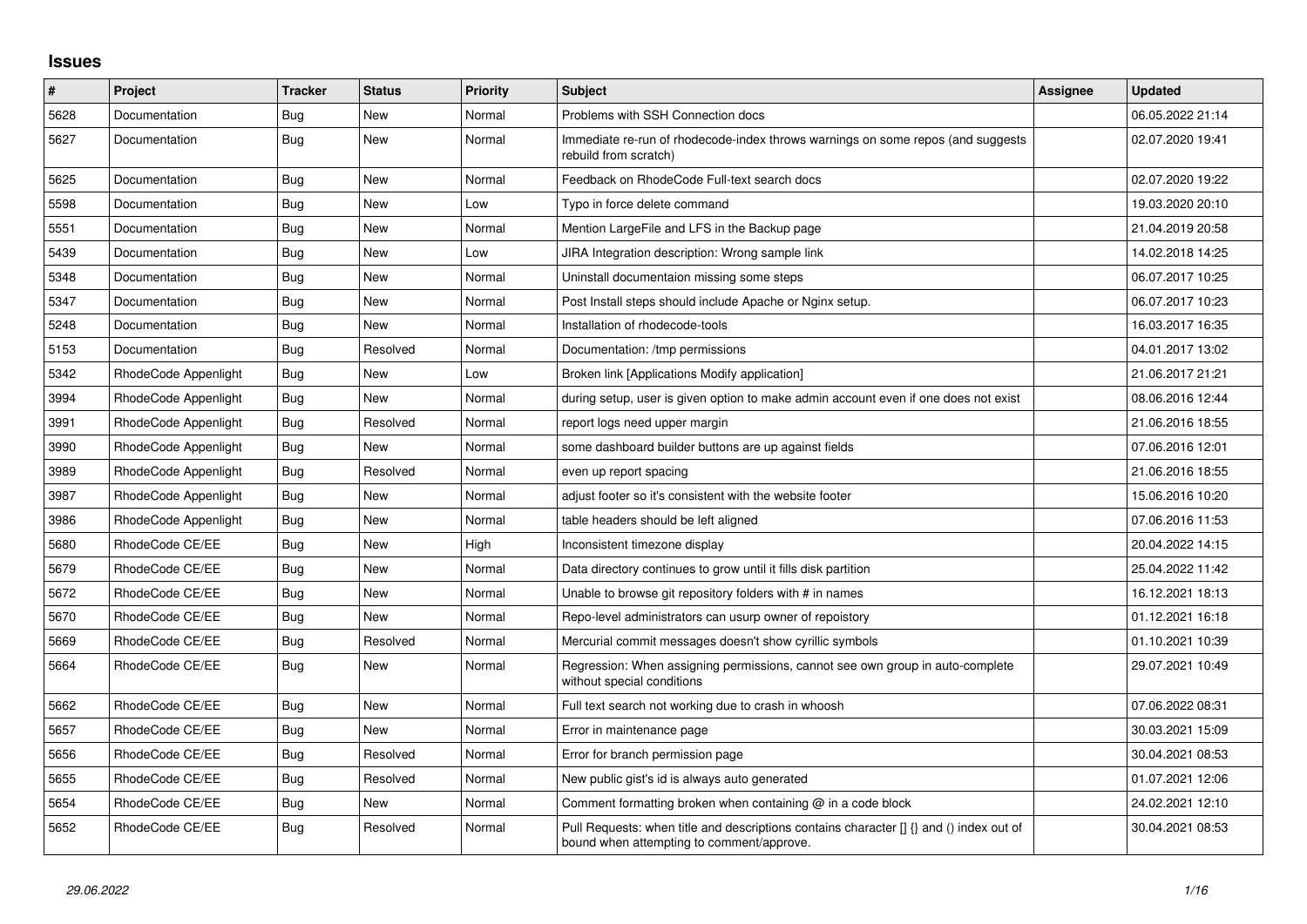# Issues

| # | Project | Tracker | Status | Priority | Subject | Assignee | Updated |
|---|---|---|---|---|---|---|---|
| 5628 | Documentation | Bug | New | Normal | Problems with SSH Connection docs | | 06.05.2022 21:14 |
| 5627 | Documentation | Bug | New | Normal | Immediate re-run of rhodecode-index throws warnings on some repos (and suggests rebuild from scratch) | | 02.07.2020 19:41 |
| 5625 | Documentation | Bug | New | Normal | Feedback on RhodeCode Full-text search docs | | 02.07.2020 19:22 |
| 5598 | Documentation | Bug | New | Low | Typo in force delete command | | 19.03.2020 20:10 |
| 5551 | Documentation | Bug | New | Normal | Mention LargeFile and LFS in the Backup page | | 21.04.2019 20:58 |
| 5439 | Documentation | Bug | New | Low | JIRA Integration description: Wrong sample link | | 14.02.2018 14:25 |
| 5348 | Documentation | Bug | New | Normal | Uninstall documentaion missing some steps | | 06.07.2017 10:25 |
| 5347 | Documentation | Bug | New | Normal | Post Install steps should include Apache or Nginx setup. | | 06.07.2017 10:23 |
| 5248 | Documentation | Bug | New | Normal | Installation of rhodecode-tools | | 16.03.2017 16:35 |
| 5153 | Documentation | Bug | Resolved | Normal | Documentation: /tmp permissions | | 04.01.2017 13:02 |
| 5342 | RhodeCode Appenlight | Bug | New | Low | Broken link [Applications Modify application] | | 21.06.2017 21:21 |
| 3994 | RhodeCode Appenlight | Bug | New | Normal | during setup, user is given option to make admin account even if one does not exist | | 08.06.2016 12:44 |
| 3991 | RhodeCode Appenlight | Bug | Resolved | Normal | report logs need upper margin | | 21.06.2016 18:55 |
| 3990 | RhodeCode Appenlight | Bug | New | Normal | some dashboard builder buttons are up against fields | | 07.06.2016 12:01 |
| 3989 | RhodeCode Appenlight | Bug | Resolved | Normal | even up report spacing | | 21.06.2016 18:55 |
| 3987 | RhodeCode Appenlight | Bug | New | Normal | adjust footer so it's consistent with the website footer | | 15.06.2016 10:20 |
| 3986 | RhodeCode Appenlight | Bug | New | Normal | table headers should be left aligned | | 07.06.2016 11:53 |
| 5680 | RhodeCode CE/EE | Bug | New | High | Inconsistent timezone display | | 20.04.2022 14:15 |
| 5679 | RhodeCode CE/EE | Bug | New | Normal | Data directory continues to grow until it fills disk partition | | 25.04.2022 11:42 |
| 5672 | RhodeCode CE/EE | Bug | New | Normal | Unable to browse git repository folders with # in names | | 16.12.2021 18:13 |
| 5670 | RhodeCode CE/EE | Bug | New | Normal | Repo-level administrators can usurp owner of repoistory | | 01.12.2021 16:18 |
| 5669 | RhodeCode CE/EE | Bug | Resolved | Normal | Mercurial commit messages doesn't show cyrillic symbols | | 01.10.2021 10:39 |
| 5664 | RhodeCode CE/EE | Bug | New | Normal | Regression: When assigning permissions, cannot see own group in auto-complete without special conditions | | 29.07.2021 10:49 |
| 5662 | RhodeCode CE/EE | Bug | New | Normal | Full text search not working due to crash in whoosh | | 07.06.2022 08:31 |
| 5657 | RhodeCode CE/EE | Bug | New | Normal | Error in maintenance page | | 30.03.2021 15:09 |
| 5656 | RhodeCode CE/EE | Bug | Resolved | Normal | Error for branch permission page | | 30.04.2021 08:53 |
| 5655 | RhodeCode CE/EE | Bug | Resolved | Normal | New public gist's id is always auto generated | | 01.07.2021 12:06 |
| 5654 | RhodeCode CE/EE | Bug | New | Normal | Comment formatting broken when containing @ in a code block | | 24.02.2021 12:10 |
| 5652 | RhodeCode CE/EE | Bug | Resolved | Normal | Pull Requests: when title and descriptions contains character [] {} and () index out of bound when attempting to comment/approve. | | 30.04.2021 08:53 |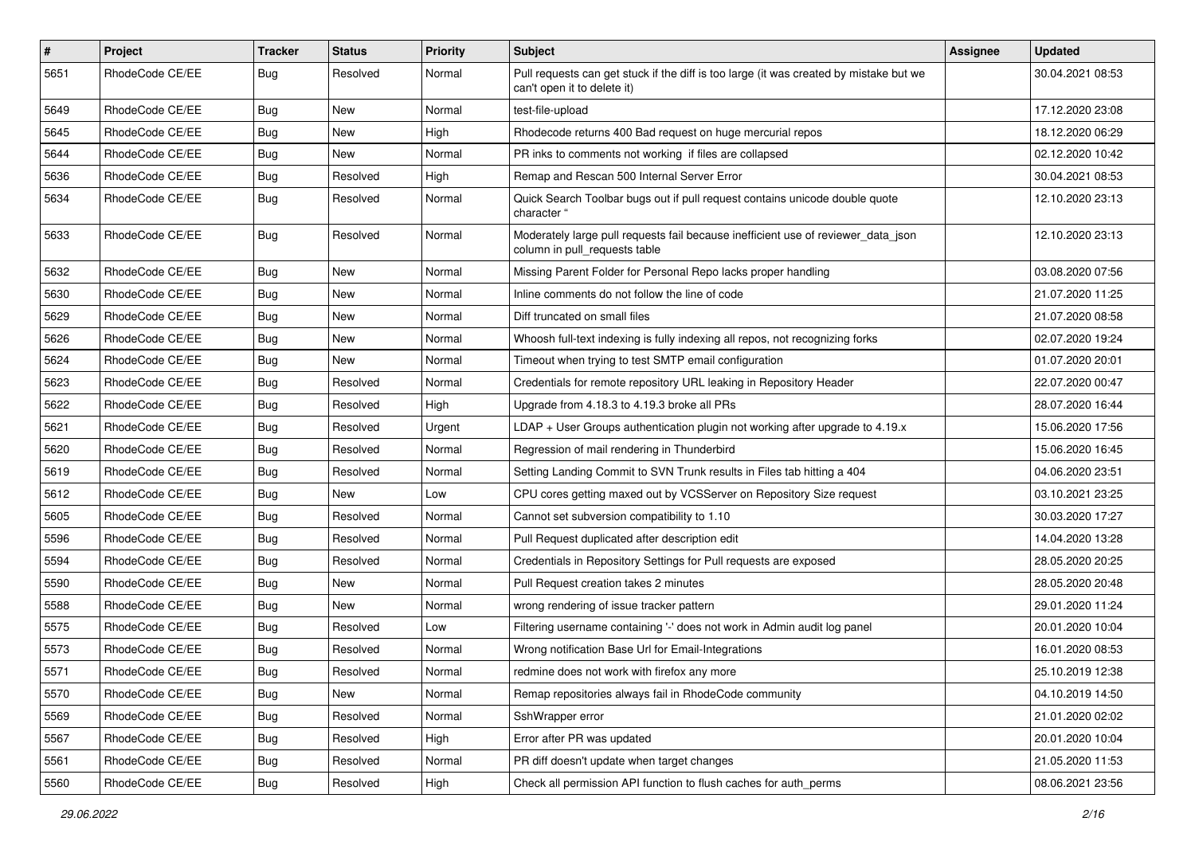| # | Project | Tracker | Status | Priority | Subject | Assignee | Updated |
| --- | --- | --- | --- | --- | --- | --- | --- |
| 5651 | RhodeCode CE/EE | Bug | Resolved | Normal | Pull requests can get stuck if the diff is too large (it was created by mistake but we can't open it to delete it) | | 30.04.2021 08:53 |
| 5649 | RhodeCode CE/EE | Bug | New | Normal | test-file-upload | | 17.12.2020 23:08 |
| 5645 | RhodeCode CE/EE | Bug | New | High | Rhodecode returns 400 Bad request on huge mercurial repos | | 18.12.2020 06:29 |
| 5644 | RhodeCode CE/EE | Bug | New | Normal | PR inks to comments not working if files are collapsed | | 02.12.2020 10:42 |
| 5636 | RhodeCode CE/EE | Bug | Resolved | High | Remap and Rescan 500 Internal Server Error | | 30.04.2021 08:53 |
| 5634 | RhodeCode CE/EE | Bug | Resolved | Normal | Quick Search Toolbar bugs out if pull request contains unicode double quote character " | | 12.10.2020 23:13 |
| 5633 | RhodeCode CE/EE | Bug | Resolved | Normal | Moderately large pull requests fail because inefficient use of reviewer_data_json column in pull_requests table | | 12.10.2020 23:13 |
| 5632 | RhodeCode CE/EE | Bug | New | Normal | Missing Parent Folder for Personal Repo lacks proper handling | | 03.08.2020 07:56 |
| 5630 | RhodeCode CE/EE | Bug | New | Normal | Inline comments do not follow the line of code | | 21.07.2020 11:25 |
| 5629 | RhodeCode CE/EE | Bug | New | Normal | Diff truncated on small files | | 21.07.2020 08:58 |
| 5626 | RhodeCode CE/EE | Bug | New | Normal | Whoosh full-text indexing is fully indexing all repos, not recognizing forks | | 02.07.2020 19:24 |
| 5624 | RhodeCode CE/EE | Bug | New | Normal | Timeout when trying to test SMTP email configuration | | 01.07.2020 20:01 |
| 5623 | RhodeCode CE/EE | Bug | Resolved | Normal | Credentials for remote repository URL leaking in Repository Header | | 22.07.2020 00:47 |
| 5622 | RhodeCode CE/EE | Bug | Resolved | High | Upgrade from 4.18.3 to 4.19.3 broke all PRs | | 28.07.2020 16:44 |
| 5621 | RhodeCode CE/EE | Bug | Resolved | Urgent | LDAP + User Groups authentication plugin not working after upgrade to 4.19.x | | 15.06.2020 17:56 |
| 5620 | RhodeCode CE/EE | Bug | Resolved | Normal | Regression of mail rendering in Thunderbird | | 15.06.2020 16:45 |
| 5619 | RhodeCode CE/EE | Bug | Resolved | Normal | Setting Landing Commit to SVN Trunk results in Files tab hitting a 404 | | 04.06.2020 23:51 |
| 5612 | RhodeCode CE/EE | Bug | New | Low | CPU cores getting maxed out by VCSServer on Repository Size request | | 03.10.2021 23:25 |
| 5605 | RhodeCode CE/EE | Bug | Resolved | Normal | Cannot set subversion compatibility to 1.10 | | 30.03.2020 17:27 |
| 5596 | RhodeCode CE/EE | Bug | Resolved | Normal | Pull Request duplicated after description edit | | 14.04.2020 13:28 |
| 5594 | RhodeCode CE/EE | Bug | Resolved | Normal | Credentials in Repository Settings for Pull requests are exposed | | 28.05.2020 20:25 |
| 5590 | RhodeCode CE/EE | Bug | New | Normal | Pull Request creation takes 2 minutes | | 28.05.2020 20:48 |
| 5588 | RhodeCode CE/EE | Bug | New | Normal | wrong rendering of issue tracker pattern | | 29.01.2020 11:24 |
| 5575 | RhodeCode CE/EE | Bug | Resolved | Low | Filtering username containing '-' does not work in Admin audit log panel | | 20.01.2020 10:04 |
| 5573 | RhodeCode CE/EE | Bug | Resolved | Normal | Wrong notification Base Url for Email-Integrations | | 16.01.2020 08:53 |
| 5571 | RhodeCode CE/EE | Bug | Resolved | Normal | redmine does not work with firefox any more | | 25.10.2019 12:38 |
| 5570 | RhodeCode CE/EE | Bug | New | Normal | Remap repositories always fail in RhodeCode community | | 04.10.2019 14:50 |
| 5569 | RhodeCode CE/EE | Bug | Resolved | Normal | SshWrapper error | | 21.01.2020 02:02 |
| 5567 | RhodeCode CE/EE | Bug | Resolved | High | Error after PR was updated | | 20.01.2020 10:04 |
| 5561 | RhodeCode CE/EE | Bug | Resolved | Normal | PR diff doesn't update when target changes | | 21.05.2020 11:53 |
| 5560 | RhodeCode CE/EE | Bug | Resolved | High | Check all permission API function to flush caches for auth_perms | | 08.06.2021 23:56 |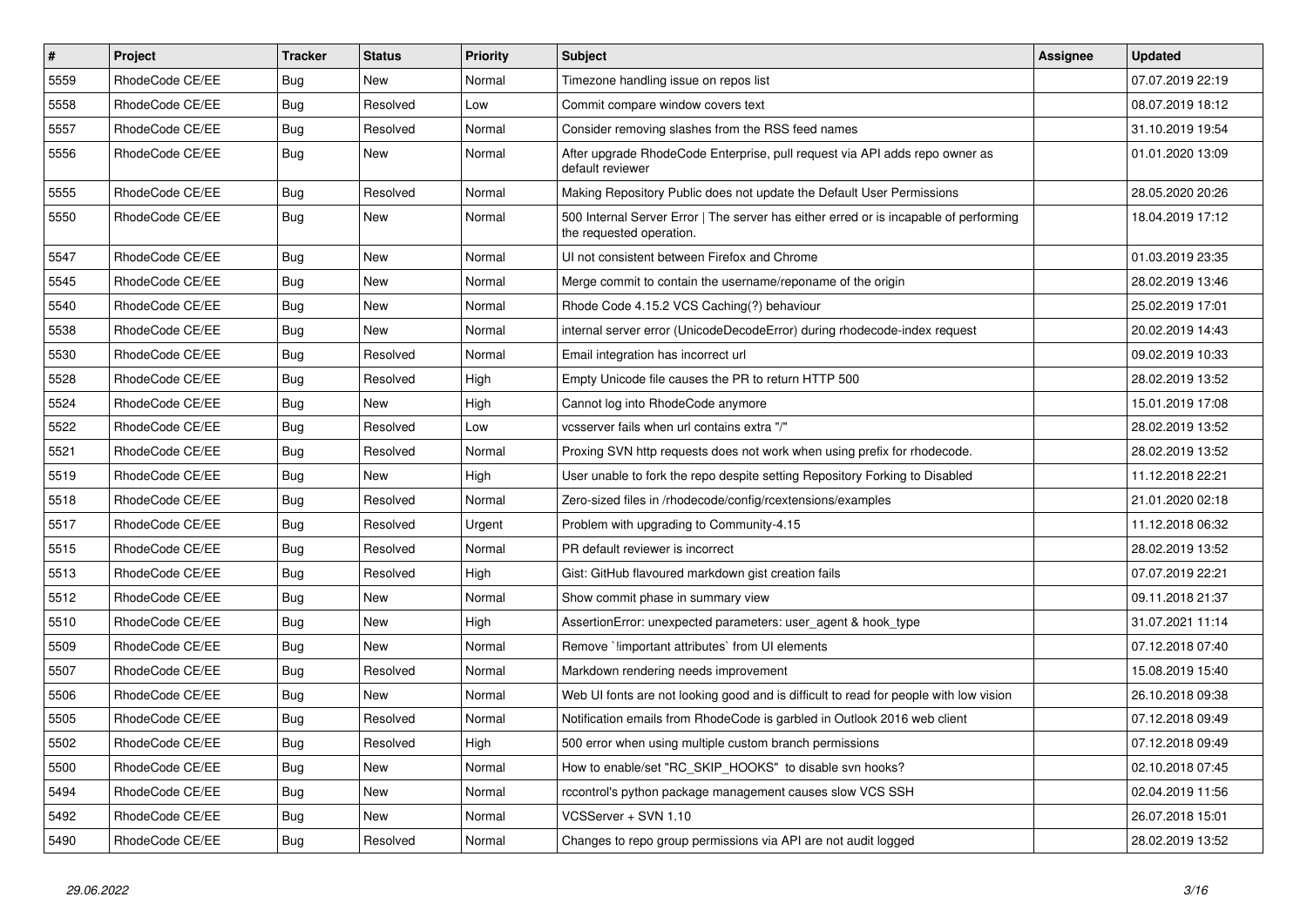| # | Project | Tracker | Status | Priority | Subject | Assignee | Updated |
|---|---|---|---|---|---|---|---|
| 5559 | RhodeCode CE/EE | Bug | New | Normal | Timezone handling issue on repos list | | 07.07.2019 22:19 |
| 5558 | RhodeCode CE/EE | Bug | Resolved | Low | Commit compare window covers text | | 08.07.2019 18:12 |
| 5557 | RhodeCode CE/EE | Bug | Resolved | Normal | Consider removing slashes from the RSS feed names | | 31.10.2019 19:54 |
| 5556 | RhodeCode CE/EE | Bug | New | Normal | After upgrade RhodeCode Enterprise, pull request via API adds repo owner as default reviewer | | 01.01.2020 13:09 |
| 5555 | RhodeCode CE/EE | Bug | Resolved | Normal | Making Repository Public does not update the Default User Permissions | | 28.05.2020 20:26 |
| 5550 | RhodeCode CE/EE | Bug | New | Normal | 500 Internal Server Error \| The server has either erred or is incapable of performing the requested operation. | | 18.04.2019 17:12 |
| 5547 | RhodeCode CE/EE | Bug | New | Normal | UI not consistent between Firefox and Chrome | | 01.03.2019 23:35 |
| 5545 | RhodeCode CE/EE | Bug | New | Normal | Merge commit to contain the username/reponame of the origin | | 28.02.2019 13:46 |
| 5540 | RhodeCode CE/EE | Bug | New | Normal | Rhode Code 4.15.2 VCS Caching(?) behaviour | | 25.02.2019 17:01 |
| 5538 | RhodeCode CE/EE | Bug | New | Normal | internal server error (UnicodeDecodeError) during rhodecode-index request | | 20.02.2019 14:43 |
| 5530 | RhodeCode CE/EE | Bug | Resolved | Normal | Email integration has incorrect url | | 09.02.2019 10:33 |
| 5528 | RhodeCode CE/EE | Bug | Resolved | High | Empty Unicode file causes the PR to return HTTP 500 | | 28.02.2019 13:52 |
| 5524 | RhodeCode CE/EE | Bug | New | High | Cannot log into RhodeCode anymore | | 15.01.2019 17:08 |
| 5522 | RhodeCode CE/EE | Bug | Resolved | Low | vcsserver fails when url contains extra "/" | | 28.02.2019 13:52 |
| 5521 | RhodeCode CE/EE | Bug | Resolved | Normal | Proxing SVN http requests does not work when using prefix for rhodecode. | | 28.02.2019 13:52 |
| 5519 | RhodeCode CE/EE | Bug | New | High | User unable to fork the repo despite setting Repository Forking to Disabled | | 11.12.2018 22:21 |
| 5518 | RhodeCode CE/EE | Bug | Resolved | Normal | Zero-sized files in /rhodecode/config/rcextensions/examples | | 21.01.2020 02:18 |
| 5517 | RhodeCode CE/EE | Bug | Resolved | Urgent | Problem with upgrading to Community-4.15 | | 11.12.2018 06:32 |
| 5515 | RhodeCode CE/EE | Bug | Resolved | Normal | PR default reviewer is incorrect | | 28.02.2019 13:52 |
| 5513 | RhodeCode CE/EE | Bug | Resolved | High | Gist: GitHub flavoured markdown gist creation fails | | 07.07.2019 22:21 |
| 5512 | RhodeCode CE/EE | Bug | New | Normal | Show commit phase in summary view | | 09.11.2018 21:37 |
| 5510 | RhodeCode CE/EE | Bug | New | High | AssertionError: unexpected parameters: user_agent & hook_type | | 31.07.2021 11:14 |
| 5509 | RhodeCode CE/EE | Bug | New | Normal | Remove `!important attributes` from UI elements | | 07.12.2018 07:40 |
| 5507 | RhodeCode CE/EE | Bug | Resolved | Normal | Markdown rendering needs improvement | | 15.08.2019 15:40 |
| 5506 | RhodeCode CE/EE | Bug | New | Normal | Web UI fonts are not looking good and is difficult to read for people with low vision | | 26.10.2018 09:38 |
| 5505 | RhodeCode CE/EE | Bug | Resolved | Normal | Notification emails from RhodeCode is garbled in Outlook 2016 web client | | 07.12.2018 09:49 |
| 5502 | RhodeCode CE/EE | Bug | Resolved | High | 500 error when using multiple custom branch permissions | | 07.12.2018 09:49 |
| 5500 | RhodeCode CE/EE | Bug | New | Normal | How to enable/set "RC_SKIP_HOOKS" to disable svn hooks? | | 02.10.2018 07:45 |
| 5494 | RhodeCode CE/EE | Bug | New | Normal | rccontrol's python package management causes slow VCS SSH | | 02.04.2019 11:56 |
| 5492 | RhodeCode CE/EE | Bug | New | Normal | VCSServer + SVN 1.10 | | 26.07.2018 15:01 |
| 5490 | RhodeCode CE/EE | Bug | Resolved | Normal | Changes to repo group permissions via API are not audit logged | | 28.02.2019 13:52 |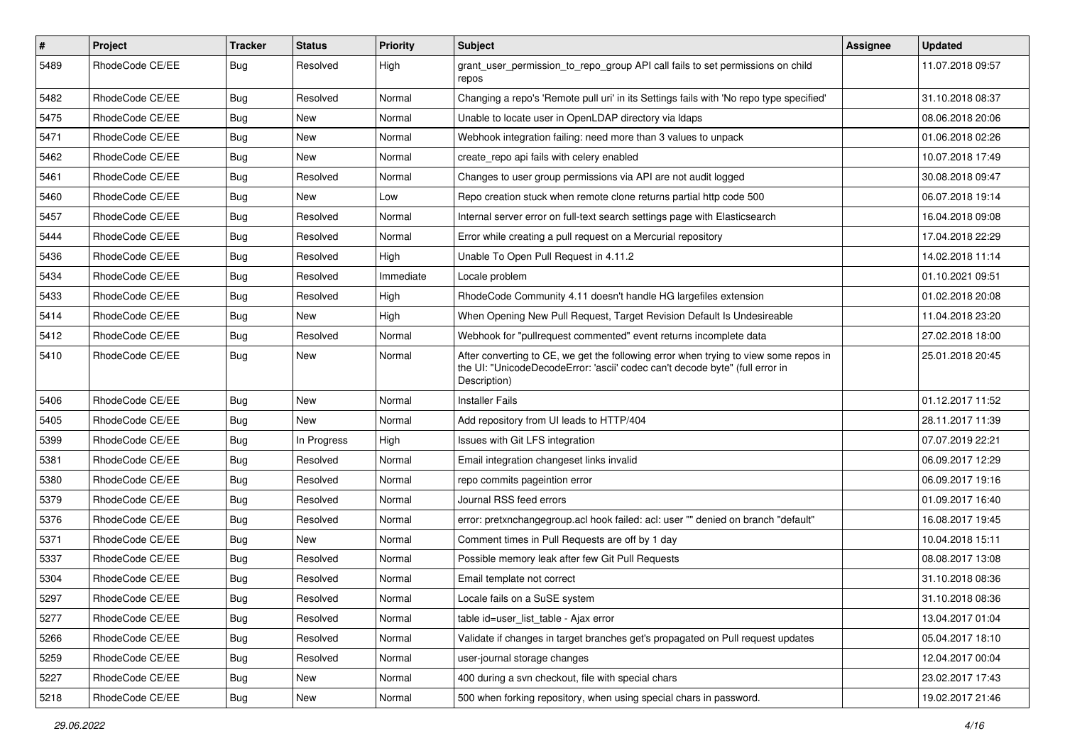| # | Project | Tracker | Status | Priority | Subject | Assignee | Updated |
|---|---|---|---|---|---|---|---|
| 5489 | RhodeCode CE/EE | Bug | Resolved | High | grant_user_permission_to_repo_group API call fails to set permissions on child repos | | 11.07.2018 09:57 |
| 5482 | RhodeCode CE/EE | Bug | Resolved | Normal | Changing a repo's 'Remote pull uri' in its Settings fails with 'No repo type specified' | | 31.10.2018 08:37 |
| 5475 | RhodeCode CE/EE | Bug | New | Normal | Unable to locate user in OpenLDAP directory via ldaps | | 08.06.2018 20:06 |
| 5471 | RhodeCode CE/EE | Bug | New | Normal | Webhook integration failing: need more than 3 values to unpack | | 01.06.2018 02:26 |
| 5462 | RhodeCode CE/EE | Bug | New | Normal | create_repo api fails with celery enabled | | 10.07.2018 17:49 |
| 5461 | RhodeCode CE/EE | Bug | Resolved | Normal | Changes to user group permissions via API are not audit logged | | 30.08.2018 09:47 |
| 5460 | RhodeCode CE/EE | Bug | New | Low | Repo creation stuck when remote clone returns partial http code 500 | | 06.07.2018 19:14 |
| 5457 | RhodeCode CE/EE | Bug | Resolved | Normal | Internal server error on full-text search settings page with Elasticsearch | | 16.04.2018 09:08 |
| 5444 | RhodeCode CE/EE | Bug | Resolved | Normal | Error while creating a pull request on a Mercurial repository | | 17.04.2018 22:29 |
| 5436 | RhodeCode CE/EE | Bug | Resolved | High | Unable To Open Pull Request in 4.11.2 | | 14.02.2018 11:14 |
| 5434 | RhodeCode CE/EE | Bug | Resolved | Immediate | Locale problem | | 01.10.2021 09:51 |
| 5433 | RhodeCode CE/EE | Bug | Resolved | High | RhodeCode Community 4.11 doesn't handle HG largefiles extension | | 01.02.2018 20:08 |
| 5414 | RhodeCode CE/EE | Bug | New | High | When Opening New Pull Request, Target Revision Default Is Undesireable | | 11.04.2018 23:20 |
| 5412 | RhodeCode CE/EE | Bug | Resolved | Normal | Webhook for "pullrequest commented" event returns incomplete data | | 27.02.2018 18:00 |
| 5410 | RhodeCode CE/EE | Bug | New | Normal | After converting to CE, we get the following error when trying to view some repos in the UI: "UnicodeDecodeError: 'ascii' codec can't decode byte" (full error in Description) | | 25.01.2018 20:45 |
| 5406 | RhodeCode CE/EE | Bug | New | Normal | Installer Fails | | 01.12.2017 11:52 |
| 5405 | RhodeCode CE/EE | Bug | New | Normal | Add repository from UI leads to HTTP/404 | | 28.11.2017 11:39 |
| 5399 | RhodeCode CE/EE | Bug | In Progress | High | Issues with Git LFS integration | | 07.07.2019 22:21 |
| 5381 | RhodeCode CE/EE | Bug | Resolved | Normal | Email integration changeset links invalid | | 06.09.2017 12:29 |
| 5380 | RhodeCode CE/EE | Bug | Resolved | Normal | repo commits pageintion error | | 06.09.2017 19:16 |
| 5379 | RhodeCode CE/EE | Bug | Resolved | Normal | Journal RSS feed errors | | 01.09.2017 16:40 |
| 5376 | RhodeCode CE/EE | Bug | Resolved | Normal | error: pretxnchangegroup.acl hook failed: acl: user "" denied on branch "default" | | 16.08.2017 19:45 |
| 5371 | RhodeCode CE/EE | Bug | New | Normal | Comment times in Pull Requests are off by 1 day | | 10.04.2018 15:11 |
| 5337 | RhodeCode CE/EE | Bug | Resolved | Normal | Possible memory leak after few Git Pull Requests | | 08.08.2017 13:08 |
| 5304 | RhodeCode CE/EE | Bug | Resolved | Normal | Email template not correct | | 31.10.2018 08:36 |
| 5297 | RhodeCode CE/EE | Bug | Resolved | Normal | Locale fails on a SuSE system | | 31.10.2018 08:36 |
| 5277 | RhodeCode CE/EE | Bug | Resolved | Normal | table id=user_list_table - Ajax error | | 13.04.2017 01:04 |
| 5266 | RhodeCode CE/EE | Bug | Resolved | Normal | Validate if changes in target branches get's propagated on Pull request updates | | 05.04.2017 18:10 |
| 5259 | RhodeCode CE/EE | Bug | Resolved | Normal | user-journal storage changes | | 12.04.2017 00:04 |
| 5227 | RhodeCode CE/EE | Bug | New | Normal | 400 during a svn checkout, file with special chars | | 23.02.2017 17:43 |
| 5218 | RhodeCode CE/EE | Bug | New | Normal | 500 when forking repository, when using special chars in password. | | 19.02.2017 21:46 |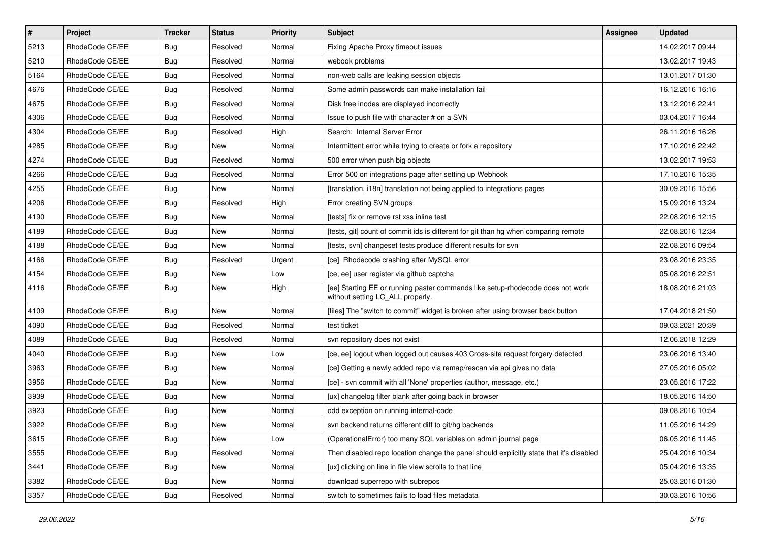| # | Project | Tracker | Status | Priority | Subject | Assignee | Updated |
|---|---|---|---|---|---|---|---|
| 5213 | RhodeCode CE/EE | Bug | Resolved | Normal | Fixing Apache Proxy timeout issues | | 14.02.2017 09:44 |
| 5210 | RhodeCode CE/EE | Bug | Resolved | Normal | webook problems | | 13.02.2017 19:43 |
| 5164 | RhodeCode CE/EE | Bug | Resolved | Normal | non-web calls are leaking session objects | | 13.01.2017 01:30 |
| 4676 | RhodeCode CE/EE | Bug | Resolved | Normal | Some admin passwords can make installation fail | | 16.12.2016 16:16 |
| 4675 | RhodeCode CE/EE | Bug | Resolved | Normal | Disk free inodes are displayed incorrectly | | 13.12.2016 22:41 |
| 4306 | RhodeCode CE/EE | Bug | Resolved | Normal | Issue to push file with character # on a SVN | | 03.04.2017 16:44 |
| 4304 | RhodeCode CE/EE | Bug | Resolved | High | Search:  Internal Server Error | | 26.11.2016 16:26 |
| 4285 | RhodeCode CE/EE | Bug | New | Normal | Intermittent error while trying to create or fork a repository | | 17.10.2016 22:42 |
| 4274 | RhodeCode CE/EE | Bug | Resolved | Normal | 500 error when push big objects | | 13.02.2017 19:53 |
| 4266 | RhodeCode CE/EE | Bug | Resolved | Normal | Error 500 on integrations page after setting up Webhook | | 17.10.2016 15:35 |
| 4255 | RhodeCode CE/EE | Bug | New | Normal | [translation, i18n] translation not being applied to integrations pages | | 30.09.2016 15:56 |
| 4206 | RhodeCode CE/EE | Bug | Resolved | High | Error creating SVN groups | | 15.09.2016 13:24 |
| 4190 | RhodeCode CE/EE | Bug | New | Normal | [tests] fix or remove rst xss inline test | | 22.08.2016 12:15 |
| 4189 | RhodeCode CE/EE | Bug | New | Normal | [tests, git] count of commit ids is different for git than hg when comparing remote | | 22.08.2016 12:34 |
| 4188 | RhodeCode CE/EE | Bug | New | Normal | [tests, svn] changeset tests produce different results for svn | | 22.08.2016 09:54 |
| 4166 | RhodeCode CE/EE | Bug | Resolved | Urgent | [ce]  Rhodecode crashing after MySQL error | | 23.08.2016 23:35 |
| 4154 | RhodeCode CE/EE | Bug | New | Low | [ce, ee] user register via github captcha | | 05.08.2016 22:51 |
| 4116 | RhodeCode CE/EE | Bug | New | High | [ee] Starting EE or running paster commands like setup-rhodecode does not work without setting LC_ALL properly. | | 18.08.2016 21:03 |
| 4109 | RhodeCode CE/EE | Bug | New | Normal | [files] The "switch to commit" widget is broken after using browser back button | | 17.04.2018 21:50 |
| 4090 | RhodeCode CE/EE | Bug | Resolved | Normal | test ticket | | 09.03.2021 20:39 |
| 4089 | RhodeCode CE/EE | Bug | Resolved | Normal | svn repository does not exist | | 12.06.2018 12:29 |
| 4040 | RhodeCode CE/EE | Bug | New | Low | [ce, ee] logout when logged out causes 403 Cross-site request forgery detected | | 23.06.2016 13:40 |
| 3963 | RhodeCode CE/EE | Bug | New | Normal | [ce] Getting a newly added repo via remap/rescan via api gives no data | | 27.05.2016 05:02 |
| 3956 | RhodeCode CE/EE | Bug | New | Normal | [ce] - svn commit with all 'None' properties (author, message, etc.) | | 23.05.2016 17:22 |
| 3939 | RhodeCode CE/EE | Bug | New | Normal | [ux] changelog filter blank after going back in browser | | 18.05.2016 14:50 |
| 3923 | RhodeCode CE/EE | Bug | New | Normal | odd exception on running internal-code | | 09.08.2016 10:54 |
| 3922 | RhodeCode CE/EE | Bug | New | Normal | svn backend returns different diff to git/hg backends | | 11.05.2016 14:29 |
| 3615 | RhodeCode CE/EE | Bug | New | Low | (OperationalError) too many SQL variables on admin journal page | | 06.05.2016 11:45 |
| 3555 | RhodeCode CE/EE | Bug | Resolved | Normal | Then disabled repo location change the panel should explicitly state that it's disabled | | 25.04.2016 10:34 |
| 3441 | RhodeCode CE/EE | Bug | New | Normal | [ux] clicking on line in file view scrolls to that line | | 05.04.2016 13:35 |
| 3382 | RhodeCode CE/EE | Bug | New | Normal | download superrepo with subrepos | | 25.03.2016 01:30 |
| 3357 | RhodeCode CE/EE | Bug | Resolved | Normal | switch to sometimes fails to load files metadata | | 30.03.2016 10:56 |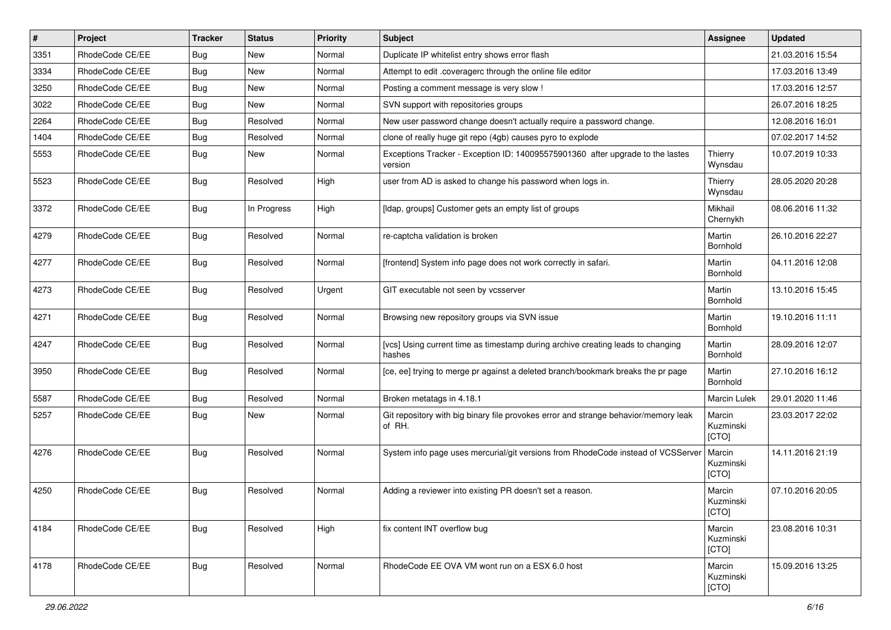| # | Project | Tracker | Status | Priority | Subject | Assignee | Updated |
|---|---|---|---|---|---|---|---|
| 3351 | RhodeCode CE/EE | Bug | New | Normal | Duplicate IP whitelist entry shows error flash | | 21.03.2016 15:54 |
| 3334 | RhodeCode CE/EE | Bug | New | Normal | Attempt to edit .coveragerc through the online file editor | | 17.03.2016 13:49 |
| 3250 | RhodeCode CE/EE | Bug | New | Normal | Posting a comment message is very slow ! | | 17.03.2016 12:57 |
| 3022 | RhodeCode CE/EE | Bug | New | Normal | SVN support with repositories groups | | 26.07.2016 18:25 |
| 2264 | RhodeCode CE/EE | Bug | Resolved | Normal | New user password change doesn't actually require a password change. | | 12.08.2016 16:01 |
| 1404 | RhodeCode CE/EE | Bug | Resolved | Normal | clone of really huge git repo (4gb) causes pyro to explode | | 07.02.2017 14:52 |
| 5553 | RhodeCode CE/EE | Bug | New | Normal | Exceptions Tracker - Exception ID: 140095575901360 after upgrade to the lastes version | Thierry Wynsdau | 10.07.2019 10:33 |
| 5523 | RhodeCode CE/EE | Bug | Resolved | High | user from AD is asked to change his password when logs in. | Thierry Wynsdau | 28.05.2020 20:28 |
| 3372 | RhodeCode CE/EE | Bug | In Progress | High | [ldap, groups] Customer gets an empty list of groups | Mikhail Chernykh | 08.06.2016 11:32 |
| 4279 | RhodeCode CE/EE | Bug | Resolved | Normal | re-captcha validation is broken | Martin Bornhold | 26.10.2016 22:27 |
| 4277 | RhodeCode CE/EE | Bug | Resolved | Normal | [frontend] System info page does not work correctly in safari. | Martin Bornhold | 04.11.2016 12:08 |
| 4273 | RhodeCode CE/EE | Bug | Resolved | Urgent | GIT executable not seen by vcsserver | Martin Bornhold | 13.10.2016 15:45 |
| 4271 | RhodeCode CE/EE | Bug | Resolved | Normal | Browsing new repository groups via SVN issue | Martin Bornhold | 19.10.2016 11:11 |
| 4247 | RhodeCode CE/EE | Bug | Resolved | Normal | [vcs] Using current time as timestamp during archive creating leads to changing hashes | Martin Bornhold | 28.09.2016 12:07 |
| 3950 | RhodeCode CE/EE | Bug | Resolved | Normal | [ce, ee] trying to merge pr against a deleted branch/bookmark breaks the pr page | Martin Bornhold | 27.10.2016 16:12 |
| 5587 | RhodeCode CE/EE | Bug | Resolved | Normal | Broken metatags in 4.18.1 | Marcin Lulek | 29.01.2020 11:46 |
| 5257 | RhodeCode CE/EE | Bug | New | Normal | Git repository with big binary file provokes error and strange behavior/memory leak of RH. | Marcin Kuzminski [CTO] | 23.03.2017 22:02 |
| 4276 | RhodeCode CE/EE | Bug | Resolved | Normal | System info page uses mercurial/git versions from RhodeCode instead of VCSServer | Marcin Kuzminski [CTO] | 14.11.2016 21:19 |
| 4250 | RhodeCode CE/EE | Bug | Resolved | Normal | Adding a reviewer into existing PR doesn't set a reason. | Marcin Kuzminski [CTO] | 07.10.2016 20:05 |
| 4184 | RhodeCode CE/EE | Bug | Resolved | High | fix content INT overflow bug | Marcin Kuzminski [CTO] | 23.08.2016 10:31 |
| 4178 | RhodeCode CE/EE | Bug | Resolved | Normal | RhodeCode EE OVA VM wont run on a ESX 6.0 host | Marcin Kuzminski [CTO] | 15.09.2016 13:25 |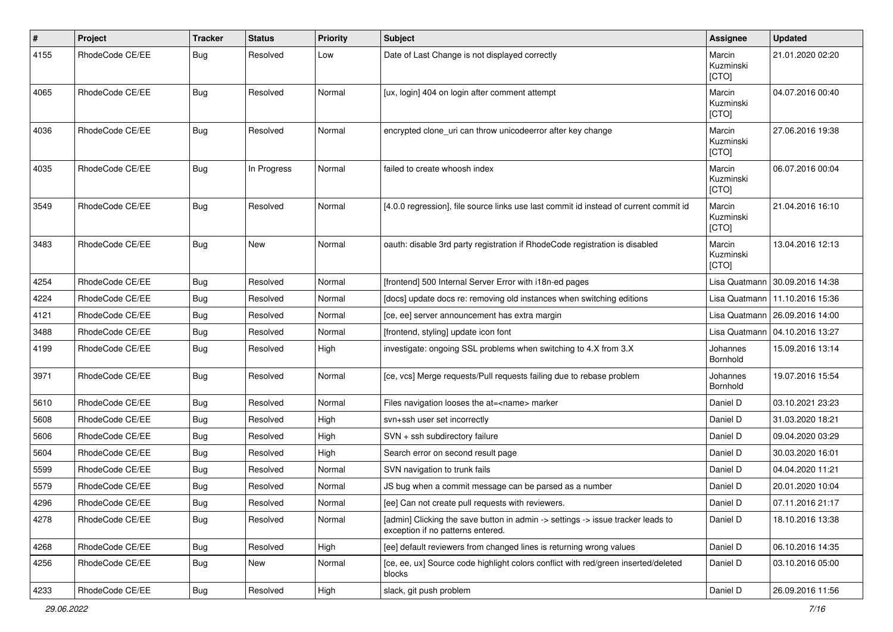| # | Project | Tracker | Status | Priority | Subject | Assignee | Updated |
|---|---|---|---|---|---|---|---|
| 4155 | RhodeCode CE/EE | Bug | Resolved | Low | Date of Last Change is not displayed correctly | Marcin Kuzminski [CTO] | 21.01.2020 02:20 |
| 4065 | RhodeCode CE/EE | Bug | Resolved | Normal | [ux, login] 404 on login after comment attempt | Marcin Kuzminski [CTO] | 04.07.2016 00:40 |
| 4036 | RhodeCode CE/EE | Bug | Resolved | Normal | encrypted clone_uri can throw unicodeerror after key change | Marcin Kuzminski [CTO] | 27.06.2016 19:38 |
| 4035 | RhodeCode CE/EE | Bug | In Progress | Normal | failed to create whoosh index | Marcin Kuzminski [CTO] | 06.07.2016 00:04 |
| 3549 | RhodeCode CE/EE | Bug | Resolved | Normal | [4.0.0 regression], file source links use last commit id instead of current commit id | Marcin Kuzminski [CTO] | 21.04.2016 16:10 |
| 3483 | RhodeCode CE/EE | Bug | New | Normal | oauth: disable 3rd party registration if RhodeCode registration is disabled | Marcin Kuzminski [CTO] | 13.04.2016 12:13 |
| 4254 | RhodeCode CE/EE | Bug | Resolved | Normal | [frontend] 500 Internal Server Error with i18n-ed pages | Lisa Quatmann | 30.09.2016 14:38 |
| 4224 | RhodeCode CE/EE | Bug | Resolved | Normal | [docs] update docs re: removing old instances when switching editions | Lisa Quatmann | 11.10.2016 15:36 |
| 4121 | RhodeCode CE/EE | Bug | Resolved | Normal | [ce, ee] server announcement has extra margin | Lisa Quatmann | 26.09.2016 14:00 |
| 3488 | RhodeCode CE/EE | Bug | Resolved | Normal | [frontend, styling] update icon font | Lisa Quatmann | 04.10.2016 13:27 |
| 4199 | RhodeCode CE/EE | Bug | Resolved | High | investigate: ongoing SSL problems when switching to 4.X from 3.X | Johannes Bornhold | 15.09.2016 13:14 |
| 3971 | RhodeCode CE/EE | Bug | Resolved | Normal | [ce, vcs] Merge requests/Pull requests failing due to rebase problem | Johannes Bornhold | 19.07.2016 15:54 |
| 5610 | RhodeCode CE/EE | Bug | Resolved | Normal | Files navigation looses the at=<name> marker | Daniel D | 03.10.2021 23:23 |
| 5608 | RhodeCode CE/EE | Bug | Resolved | High | svn+ssh user set incorrectly | Daniel D | 31.03.2020 18:21 |
| 5606 | RhodeCode CE/EE | Bug | Resolved | High | SVN + ssh subdirectory failure | Daniel D | 09.04.2020 03:29 |
| 5604 | RhodeCode CE/EE | Bug | Resolved | High | Search error on second result page | Daniel D | 30.03.2020 16:01 |
| 5599 | RhodeCode CE/EE | Bug | Resolved | Normal | SVN navigation to trunk fails | Daniel D | 04.04.2020 11:21 |
| 5579 | RhodeCode CE/EE | Bug | Resolved | Normal | JS bug when a commit message can be parsed as a number | Daniel D | 20.01.2020 10:04 |
| 4296 | RhodeCode CE/EE | Bug | Resolved | Normal | [ee] Can not create pull requests with reviewers. | Daniel D | 07.11.2016 21:17 |
| 4278 | RhodeCode CE/EE | Bug | Resolved | Normal | [admin] Clicking the save button in admin -> settings -> issue tracker leads to exception if no patterns entered. | Daniel D | 18.10.2016 13:38 |
| 4268 | RhodeCode CE/EE | Bug | Resolved | High | [ee] default reviewers from changed lines is returning wrong values | Daniel D | 06.10.2016 14:35 |
| 4256 | RhodeCode CE/EE | Bug | New | Normal | [ce, ee, ux] Source code highlight colors conflict with red/green inserted/deleted blocks | Daniel D | 03.10.2016 05:00 |
| 4233 | RhodeCode CE/EE | Bug | Resolved | High | slack, git push problem | Daniel D | 26.09.2016 11:56 |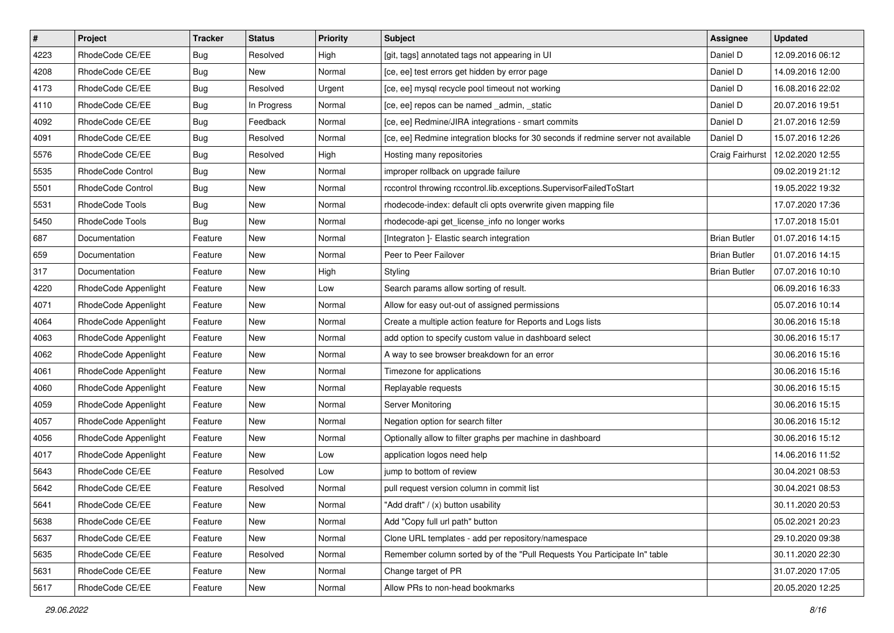| # | Project | Tracker | Status | Priority | Subject | Assignee | Updated |
| --- | --- | --- | --- | --- | --- | --- | --- |
| 4223 | RhodeCode CE/EE | Bug | Resolved | High | [git, tags] annotated tags not appearing in UI | Daniel D | 12.09.2016 06:12 |
| 4208 | RhodeCode CE/EE | Bug | New | Normal | [ce, ee] test errors get hidden by error page | Daniel D | 14.09.2016 12:00 |
| 4173 | RhodeCode CE/EE | Bug | Resolved | Urgent | [ce, ee] mysql recycle pool timeout not working | Daniel D | 16.08.2016 22:02 |
| 4110 | RhodeCode CE/EE | Bug | In Progress | Normal | [ce, ee] repos can be named _admin, _static | Daniel D | 20.07.2016 19:51 |
| 4092 | RhodeCode CE/EE | Bug | Feedback | Normal | [ce, ee] Redmine/JIRA integrations - smart commits | Daniel D | 21.07.2016 12:59 |
| 4091 | RhodeCode CE/EE | Bug | Resolved | Normal | [ce, ee] Redmine integration blocks for 30 seconds if redmine server not available | Daniel D | 15.07.2016 12:26 |
| 5576 | RhodeCode CE/EE | Bug | Resolved | High | Hosting many repositories | Craig Fairhurst | 12.02.2020 12:55 |
| 5535 | RhodeCode Control | Bug | New | Normal | improper rollback on upgrade failure | | 09.02.2019 21:12 |
| 5501 | RhodeCode Control | Bug | New | Normal | rccontrol throwing rccontrol.lib.exceptions.SupervisorFailedToStart | | 19.05.2022 19:32 |
| 5531 | RhodeCode Tools | Bug | New | Normal | rhodecode-index: default cli opts overwrite given mapping file | | 17.07.2020 17:36 |
| 5450 | RhodeCode Tools | Bug | New | Normal | rhodecode-api get_license_info no longer works | | 17.07.2018 15:01 |
| 687 | Documentation | Feature | New | Normal | [Integraton ]- Elastic search integration | Brian Butler | 01.07.2016 14:15 |
| 659 | Documentation | Feature | New | Normal | Peer to Peer Failover | Brian Butler | 01.07.2016 14:15 |
| 317 | Documentation | Feature | New | High | Styling | Brian Butler | 07.07.2016 10:10 |
| 4220 | RhodeCode Appenlight | Feature | New | Low | Search params allow sorting of result. | | 06.09.2016 16:33 |
| 4071 | RhodeCode Appenlight | Feature | New | Normal | Allow for easy out-out of assigned permissions | | 05.07.2016 10:14 |
| 4064 | RhodeCode Appenlight | Feature | New | Normal | Create a multiple action feature for Reports and Logs lists | | 30.06.2016 15:18 |
| 4063 | RhodeCode Appenlight | Feature | New | Normal | add option to specify custom value in dashboard select | | 30.06.2016 15:17 |
| 4062 | RhodeCode Appenlight | Feature | New | Normal | A way to see browser breakdown for an error | | 30.06.2016 15:16 |
| 4061 | RhodeCode Appenlight | Feature | New | Normal | Timezone for applications | | 30.06.2016 15:16 |
| 4060 | RhodeCode Appenlight | Feature | New | Normal | Replayable requests | | 30.06.2016 15:15 |
| 4059 | RhodeCode Appenlight | Feature | New | Normal | Server Monitoring | | 30.06.2016 15:15 |
| 4057 | RhodeCode Appenlight | Feature | New | Normal | Negation option for search filter | | 30.06.2016 15:12 |
| 4056 | RhodeCode Appenlight | Feature | New | Normal | Optionally allow to filter graphs per machine in dashboard | | 30.06.2016 15:12 |
| 4017 | RhodeCode Appenlight | Feature | New | Low | application logos need help | | 14.06.2016 11:52 |
| 5643 | RhodeCode CE/EE | Feature | Resolved | Low | jump to bottom of review | | 30.04.2021 08:53 |
| 5642 | RhodeCode CE/EE | Feature | Resolved | Normal | pull request version column in commit list | | 30.04.2021 08:53 |
| 5641 | RhodeCode CE/EE | Feature | New | Normal | "Add draft" / (x) button usability | | 30.11.2020 20:53 |
| 5638 | RhodeCode CE/EE | Feature | New | Normal | Add "Copy full url path" button | | 05.02.2021 20:23 |
| 5637 | RhodeCode CE/EE | Feature | New | Normal | Clone URL templates - add per repository/namespace | | 29.10.2020 09:38 |
| 5635 | RhodeCode CE/EE | Feature | Resolved | Normal | Remember column sorted by of the "Pull Requests You Participate In" table | | 30.11.2020 22:30 |
| 5631 | RhodeCode CE/EE | Feature | New | Normal | Change target of PR | | 31.07.2020 17:05 |
| 5617 | RhodeCode CE/EE | Feature | New | Normal | Allow PRs to non-head bookmarks | | 20.05.2020 12:25 |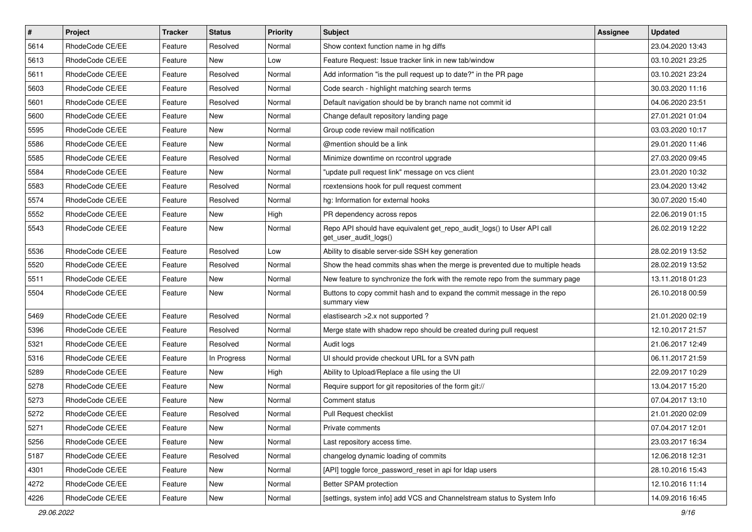| # | Project | Tracker | Status | Priority | Subject | Assignee | Updated |
| --- | --- | --- | --- | --- | --- | --- | --- |
| 5614 | RhodeCode CE/EE | Feature | Resolved | Normal | Show context function name in hg diffs | | 23.04.2020 13:43 |
| 5613 | RhodeCode CE/EE | Feature | New | Low | Feature Request: Issue tracker link in new tab/window | | 03.10.2021 23:25 |
| 5611 | RhodeCode CE/EE | Feature | Resolved | Normal | Add information "is the pull request up to date?" in the PR page | | 03.10.2021 23:24 |
| 5603 | RhodeCode CE/EE | Feature | Resolved | Normal | Code search - highlight matching search terms | | 30.03.2020 11:16 |
| 5601 | RhodeCode CE/EE | Feature | Resolved | Normal | Default navigation should be by branch name not commit id | | 04.06.2020 23:51 |
| 5600 | RhodeCode CE/EE | Feature | New | Normal | Change default repository landing page | | 27.01.2021 01:04 |
| 5595 | RhodeCode CE/EE | Feature | New | Normal | Group code review mail notification | | 03.03.2020 10:17 |
| 5586 | RhodeCode CE/EE | Feature | New | Normal | @mention should be a link | | 29.01.2020 11:46 |
| 5585 | RhodeCode CE/EE | Feature | Resolved | Normal | Minimize downtime on rccontrol upgrade | | 27.03.2020 09:45 |
| 5584 | RhodeCode CE/EE | Feature | New | Normal | "update pull request link" message on vcs client | | 23.01.2020 10:32 |
| 5583 | RhodeCode CE/EE | Feature | Resolved | Normal | rcextensions hook for pull request comment | | 23.04.2020 13:42 |
| 5574 | RhodeCode CE/EE | Feature | Resolved | Normal | hg: Information for external hooks | | 30.07.2020 15:40 |
| 5552 | RhodeCode CE/EE | Feature | New | High | PR dependency across repos | | 22.06.2019 01:15 |
| 5543 | RhodeCode CE/EE | Feature | New | Normal | Repo API should have equivalent get_repo_audit_logs() to User API call get_user_audit_logs() | | 26.02.2019 12:22 |
| 5536 | RhodeCode CE/EE | Feature | Resolved | Low | Ability to disable server-side SSH key generation | | 28.02.2019 13:52 |
| 5520 | RhodeCode CE/EE | Feature | Resolved | Normal | Show the head commits shas when the merge is prevented due to multiple heads | | 28.02.2019 13:52 |
| 5511 | RhodeCode CE/EE | Feature | New | Normal | New feature to synchronize the fork with the remote repo from the summary page | | 13.11.2018 01:23 |
| 5504 | RhodeCode CE/EE | Feature | New | Normal | Buttons to copy commit hash and to expand the commit message in the repo summary view | | 26.10.2018 00:59 |
| 5469 | RhodeCode CE/EE | Feature | Resolved | Normal | elastisearch >2.x not supported ? | | 21.01.2020 02:19 |
| 5396 | RhodeCode CE/EE | Feature | Resolved | Normal | Merge state with shadow repo should be created during pull request | | 12.10.2017 21:57 |
| 5321 | RhodeCode CE/EE | Feature | Resolved | Normal | Audit logs | | 21.06.2017 12:49 |
| 5316 | RhodeCode CE/EE | Feature | In Progress | Normal | UI should provide checkout URL for a SVN path | | 06.11.2017 21:59 |
| 5289 | RhodeCode CE/EE | Feature | New | High | Ability to Upload/Replace a file using the UI | | 22.09.2017 10:29 |
| 5278 | RhodeCode CE/EE | Feature | New | Normal | Require support for git repositories of the form git:// | | 13.04.2017 15:20 |
| 5273 | RhodeCode CE/EE | Feature | New | Normal | Comment status | | 07.04.2017 13:10 |
| 5272 | RhodeCode CE/EE | Feature | Resolved | Normal | Pull Request checklist | | 21.01.2020 02:09 |
| 5271 | RhodeCode CE/EE | Feature | New | Normal | Private comments | | 07.04.2017 12:01 |
| 5256 | RhodeCode CE/EE | Feature | New | Normal | Last repository access time. | | 23.03.2017 16:34 |
| 5187 | RhodeCode CE/EE | Feature | Resolved | Normal | changelog dynamic loading of commits | | 12.06.2018 12:31 |
| 4301 | RhodeCode CE/EE | Feature | New | Normal | [API] toggle force_password_reset in api for ldap users | | 28.10.2016 15:43 |
| 4272 | RhodeCode CE/EE | Feature | New | Normal | Better SPAM protection | | 12.10.2016 11:14 |
| 4226 | RhodeCode CE/EE | Feature | New | Normal | [settings, system info] add VCS and Channelstream status to System Info | | 14.09.2016 16:45 |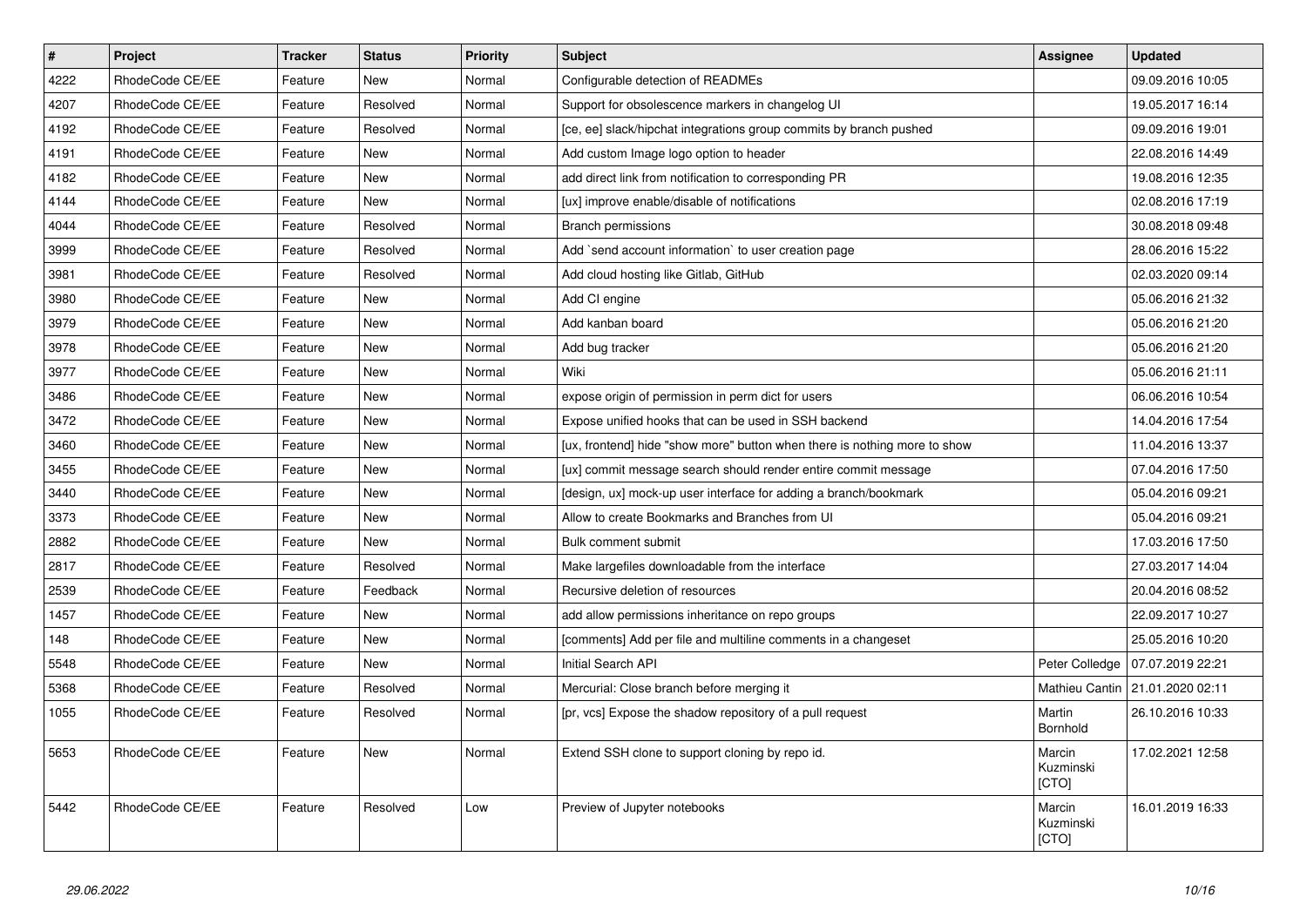| # | Project | Tracker | Status | Priority | Subject | Assignee | Updated |
|---|---|---|---|---|---|---|---|
| 4222 | RhodeCode CE/EE | Feature | New | Normal | Configurable detection of READMEs | | 09.09.2016 10:05 |
| 4207 | RhodeCode CE/EE | Feature | Resolved | Normal | Support for obsolescence markers in changelog UI | | 19.05.2017 16:14 |
| 4192 | RhodeCode CE/EE | Feature | Resolved | Normal | [ce, ee] slack/hipchat integrations group commits by branch pushed | | 09.09.2016 19:01 |
| 4191 | RhodeCode CE/EE | Feature | New | Normal | Add custom Image logo option to header | | 22.08.2016 14:49 |
| 4182 | RhodeCode CE/EE | Feature | New | Normal | add direct link from notification to corresponding PR | | 19.08.2016 12:35 |
| 4144 | RhodeCode CE/EE | Feature | New | Normal | [ux] improve enable/disable of notifications | | 02.08.2016 17:19 |
| 4044 | RhodeCode CE/EE | Feature | Resolved | Normal | Branch permissions | | 30.08.2018 09:48 |
| 3999 | RhodeCode CE/EE | Feature | Resolved | Normal | Add `send account information` to user creation page | | 28.06.2016 15:22 |
| 3981 | RhodeCode CE/EE | Feature | Resolved | Normal | Add cloud hosting like Gitlab, GitHub | | 02.03.2020 09:14 |
| 3980 | RhodeCode CE/EE | Feature | New | Normal | Add CI engine | | 05.06.2016 21:32 |
| 3979 | RhodeCode CE/EE | Feature | New | Normal | Add kanban board | | 05.06.2016 21:20 |
| 3978 | RhodeCode CE/EE | Feature | New | Normal | Add bug tracker | | 05.06.2016 21:20 |
| 3977 | RhodeCode CE/EE | Feature | New | Normal | Wiki | | 05.06.2016 21:11 |
| 3486 | RhodeCode CE/EE | Feature | New | Normal | expose origin of permission in perm dict for users | | 06.06.2016 10:54 |
| 3472 | RhodeCode CE/EE | Feature | New | Normal | Expose unified hooks that can be used in SSH backend | | 14.04.2016 17:54 |
| 3460 | RhodeCode CE/EE | Feature | New | Normal | [ux, frontend] hide "show more" button when there is nothing more to show | | 11.04.2016 13:37 |
| 3455 | RhodeCode CE/EE | Feature | New | Normal | [ux] commit message search should render entire commit message | | 07.04.2016 17:50 |
| 3440 | RhodeCode CE/EE | Feature | New | Normal | [design, ux] mock-up user interface for adding a branch/bookmark | | 05.04.2016 09:21 |
| 3373 | RhodeCode CE/EE | Feature | New | Normal | Allow to create Bookmarks and Branches from UI | | 05.04.2016 09:21 |
| 2882 | RhodeCode CE/EE | Feature | New | Normal | Bulk comment submit | | 17.03.2016 17:50 |
| 2817 | RhodeCode CE/EE | Feature | Resolved | Normal | Make largefiles downloadable from the interface | | 27.03.2017 14:04 |
| 2539 | RhodeCode CE/EE | Feature | Feedback | Normal | Recursive deletion of resources | | 20.04.2016 08:52 |
| 1457 | RhodeCode CE/EE | Feature | New | Normal | add allow permissions inheritance on repo groups | | 22.09.2017 10:27 |
| 148 | RhodeCode CE/EE | Feature | New | Normal | [comments] Add per file and multiline comments in a changeset | | 25.05.2016 10:20 |
| 5548 | RhodeCode CE/EE | Feature | New | Normal | Initial Search API | Peter Colledge | 07.07.2019 22:21 |
| 5368 | RhodeCode CE/EE | Feature | Resolved | Normal | Mercurial: Close branch before merging it | Mathieu Cantin | 21.01.2020 02:11 |
| 1055 | RhodeCode CE/EE | Feature | Resolved | Normal | [pr, vcs] Expose the shadow repository of a pull request | Martin Bornhold | 26.10.2016 10:33 |
| 5653 | RhodeCode CE/EE | Feature | New | Normal | Extend SSH clone to support cloning by repo id. | Marcin Kuzminski [CTO] | 17.02.2021 12:58 |
| 5442 | RhodeCode CE/EE | Feature | Resolved | Low | Preview of Jupyter notebooks | Marcin Kuzminski [CTO] | 16.01.2019 16:33 |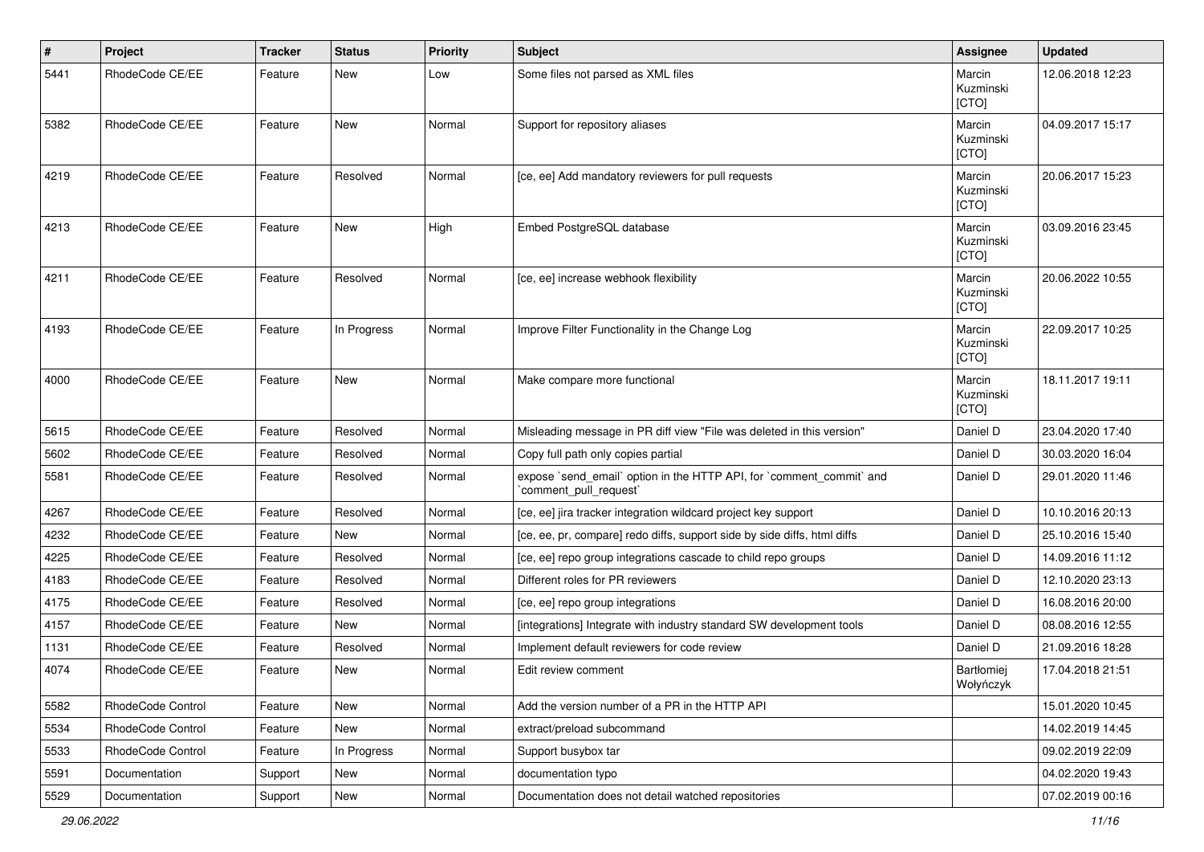| # | Project | Tracker | Status | Priority | Subject | Assignee | Updated |
|---|---|---|---|---|---|---|---|
| 5441 | RhodeCode CE/EE | Feature | New | Low | Some files not parsed as XML files | Marcin Kuzminski [CTO] | 12.06.2018 12:23 |
| 5382 | RhodeCode CE/EE | Feature | New | Normal | Support for repository aliases | Marcin Kuzminski [CTO] | 04.09.2017 15:17 |
| 4219 | RhodeCode CE/EE | Feature | Resolved | Normal | [ce, ee] Add mandatory reviewers for pull requests | Marcin Kuzminski [CTO] | 20.06.2017 15:23 |
| 4213 | RhodeCode CE/EE | Feature | New | High | Embed PostgreSQL database | Marcin Kuzminski [CTO] | 03.09.2016 23:45 |
| 4211 | RhodeCode CE/EE | Feature | Resolved | Normal | [ce, ee] increase webhook flexibility | Marcin Kuzminski [CTO] | 20.06.2022 10:55 |
| 4193 | RhodeCode CE/EE | Feature | In Progress | Normal | Improve Filter Functionality in the Change Log | Marcin Kuzminski [CTO] | 22.09.2017 10:25 |
| 4000 | RhodeCode CE/EE | Feature | New | Normal | Make compare more functional | Marcin Kuzminski [CTO] | 18.11.2017 19:11 |
| 5615 | RhodeCode CE/EE | Feature | Resolved | Normal | Misleading message in PR diff view "File was deleted in this version" | Daniel D | 23.04.2020 17:40 |
| 5602 | RhodeCode CE/EE | Feature | Resolved | Normal | Copy full path only copies partial | Daniel D | 30.03.2020 16:04 |
| 5581 | RhodeCode CE/EE | Feature | Resolved | Normal | expose `send_email` option in the HTTP API, for `comment_commit` and `comment_pull_request` | Daniel D | 29.01.2020 11:46 |
| 4267 | RhodeCode CE/EE | Feature | Resolved | Normal | [ce, ee] jira tracker integration wildcard project key support | Daniel D | 10.10.2016 20:13 |
| 4232 | RhodeCode CE/EE | Feature | New | Normal | [ce, ee, pr, compare] redo diffs, support side by side diffs, html diffs | Daniel D | 25.10.2016 15:40 |
| 4225 | RhodeCode CE/EE | Feature | Resolved | Normal | [ce, ee] repo group integrations cascade to child repo groups | Daniel D | 14.09.2016 11:12 |
| 4183 | RhodeCode CE/EE | Feature | Resolved | Normal | Different roles for PR reviewers | Daniel D | 12.10.2020 23:13 |
| 4175 | RhodeCode CE/EE | Feature | Resolved | Normal | [ce, ee] repo group integrations | Daniel D | 16.08.2016 20:00 |
| 4157 | RhodeCode CE/EE | Feature | New | Normal | [integrations] Integrate with industry standard SW development tools | Daniel D | 08.08.2016 12:55 |
| 1131 | RhodeCode CE/EE | Feature | Resolved | Normal | Implement default reviewers for code review | Daniel D | 21.09.2016 18:28 |
| 4074 | RhodeCode CE/EE | Feature | New | Normal | Edit review comment | Bartłomiej Wołyńczyk | 17.04.2018 21:51 |
| 5582 | RhodeCode Control | Feature | New | Normal | Add the version number of a PR in the HTTP API | | 15.01.2020 10:45 |
| 5534 | RhodeCode Control | Feature | New | Normal | extract/preload subcommand | | 14.02.2019 14:45 |
| 5533 | RhodeCode Control | Feature | In Progress | Normal | Support busybox tar | | 09.02.2019 22:09 |
| 5591 | Documentation | Support | New | Normal | documentation typo | | 04.02.2020 19:43 |
| 5529 | Documentation | Support | New | Normal | Documentation does not detail watched repositories | | 07.02.2019 00:16 |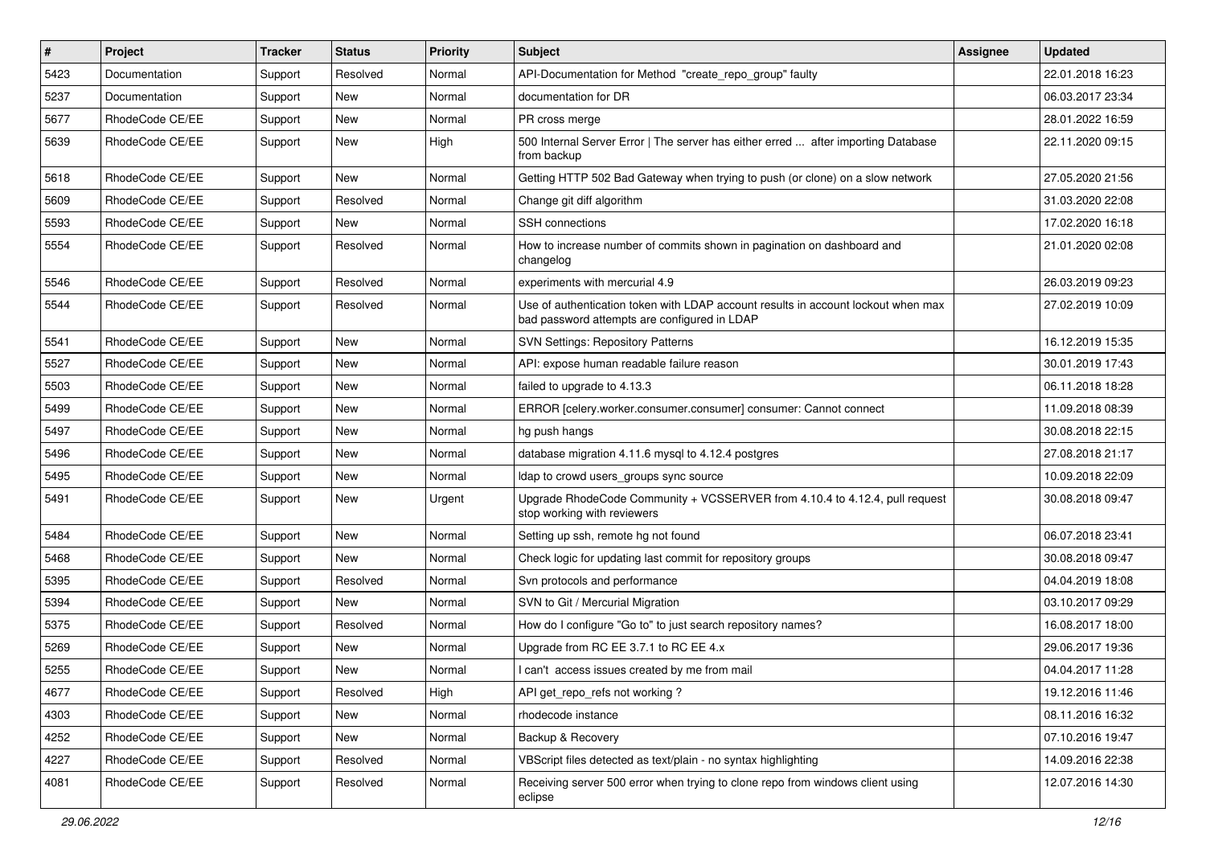| # | Project | Tracker | Status | Priority | Subject | Assignee | Updated |
|---|---|---|---|---|---|---|---|
| 5423 | Documentation | Support | Resolved | Normal | API-Documentation for Method "create_repo_group" faulty | | 22.01.2018 16:23 |
| 5237 | Documentation | Support | New | Normal | documentation for DR | | 06.03.2017 23:34 |
| 5677 | RhodeCode CE/EE | Support | New | Normal | PR cross merge | | 28.01.2022 16:59 |
| 5639 | RhodeCode CE/EE | Support | New | High | 500 Internal Server Error \| The server has either erred ... after importing Database from backup | | 22.11.2020 09:15 |
| 5618 | RhodeCode CE/EE | Support | New | Normal | Getting HTTP 502 Bad Gateway when trying to push (or clone) on a slow network | | 27.05.2020 21:56 |
| 5609 | RhodeCode CE/EE | Support | Resolved | Normal | Change git diff algorithm | | 31.03.2020 22:08 |
| 5593 | RhodeCode CE/EE | Support | New | Normal | SSH connections | | 17.02.2020 16:18 |
| 5554 | RhodeCode CE/EE | Support | Resolved | Normal | How to increase number of commits shown in pagination on dashboard and changelog | | 21.01.2020 02:08 |
| 5546 | RhodeCode CE/EE | Support | Resolved | Normal | experiments with mercurial 4.9 | | 26.03.2019 09:23 |
| 5544 | RhodeCode CE/EE | Support | Resolved | Normal | Use of authentication token with LDAP account results in account lockout when max bad password attempts are configured in LDAP | | 27.02.2019 10:09 |
| 5541 | RhodeCode CE/EE | Support | New | Normal | SVN Settings: Repository Patterns | | 16.12.2019 15:35 |
| 5527 | RhodeCode CE/EE | Support | New | Normal | API: expose human readable failure reason | | 30.01.2019 17:43 |
| 5503 | RhodeCode CE/EE | Support | New | Normal | failed to upgrade to 4.13.3 | | 06.11.2018 18:28 |
| 5499 | RhodeCode CE/EE | Support | New | Normal | ERROR [celery.worker.consumer.consumer] consumer: Cannot connect | | 11.09.2018 08:39 |
| 5497 | RhodeCode CE/EE | Support | New | Normal | hg push hangs | | 30.08.2018 22:15 |
| 5496 | RhodeCode CE/EE | Support | New | Normal | database migration 4.11.6 mysql to 4.12.4 postgres | | 27.08.2018 21:17 |
| 5495 | RhodeCode CE/EE | Support | New | Normal | ldap to crowd users_groups sync source | | 10.09.2018 22:09 |
| 5491 | RhodeCode CE/EE | Support | New | Urgent | Upgrade RhodeCode Community + VCSSERVER from 4.10.4 to 4.12.4, pull request stop working with reviewers | | 30.08.2018 09:47 |
| 5484 | RhodeCode CE/EE | Support | New | Normal | Setting up ssh, remote hg not found | | 06.07.2018 23:41 |
| 5468 | RhodeCode CE/EE | Support | New | Normal | Check logic for updating last commit for repository groups | | 30.08.2018 09:47 |
| 5395 | RhodeCode CE/EE | Support | Resolved | Normal | Svn protocols and performance | | 04.04.2019 18:08 |
| 5394 | RhodeCode CE/EE | Support | New | Normal | SVN to Git / Mercurial Migration | | 03.10.2017 09:29 |
| 5375 | RhodeCode CE/EE | Support | Resolved | Normal | How do I configure "Go to" to just search repository names? | | 16.08.2017 18:00 |
| 5269 | RhodeCode CE/EE | Support | New | Normal | Upgrade from RC EE 3.7.1 to RC EE 4.x | | 29.06.2017 19:36 |
| 5255 | RhodeCode CE/EE | Support | New | Normal | I can't access issues created by me from mail | | 04.04.2017 11:28 |
| 4677 | RhodeCode CE/EE | Support | Resolved | High | API get_repo_refs not working ? | | 19.12.2016 11:46 |
| 4303 | RhodeCode CE/EE | Support | New | Normal | rhodecode instance | | 08.11.2016 16:32 |
| 4252 | RhodeCode CE/EE | Support | New | Normal | Backup & Recovery | | 07.10.2016 19:47 |
| 4227 | RhodeCode CE/EE | Support | Resolved | Normal | VBScript files detected as text/plain - no syntax highlighting | | 14.09.2016 22:38 |
| 4081 | RhodeCode CE/EE | Support | Resolved | Normal | Receiving server 500 error when trying to clone repo from windows client using eclipse | | 12.07.2016 14:30 |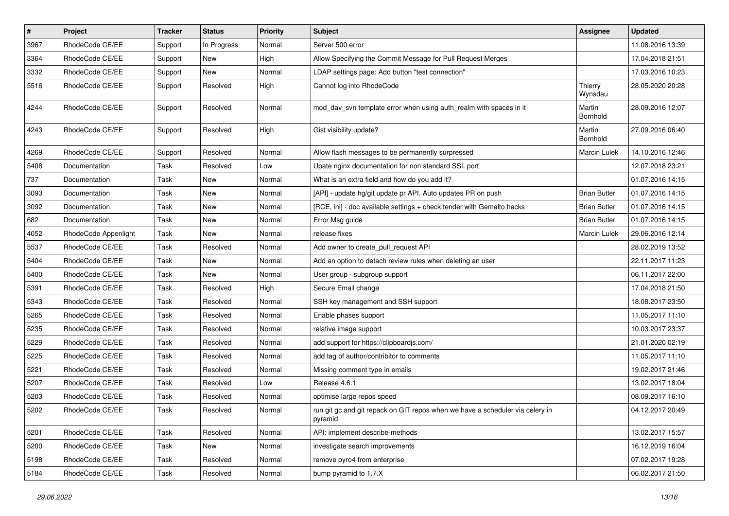| # | Project | Tracker | Status | Priority | Subject | Assignee | Updated |
|---|---|---|---|---|---|---|---|
| 3967 | RhodeCode CE/EE | Support | In Progress | Normal | Server 500 error | | 11.08.2016 13:39 |
| 3364 | RhodeCode CE/EE | Support | New | High | Allow Specifying the Commit Message for Pull Request Merges | | 17.04.2018 21:51 |
| 3332 | RhodeCode CE/EE | Support | New | Normal | LDAP settings page: Add button "test connection" | | 17.03.2016 10:23 |
| 5516 | RhodeCode CE/EE | Support | Resolved | High | Cannot log into RhodeCode | Thierry Wynsdau | 28.05.2020 20:28 |
| 4244 | RhodeCode CE/EE | Support | Resolved | Normal | mod_dav_svn template error when using auth_realm with spaces in it | Martin Bornhold | 28.09.2016 12:07 |
| 4243 | RhodeCode CE/EE | Support | Resolved | High | Gist visibility update? | Martin Bornhold | 27.09.2016 06:40 |
| 4269 | RhodeCode CE/EE | Support | Resolved | Normal | Allow flash messages to be permanently surpressed | Marcin Lulek | 14.10.2016 12:46 |
| 5408 | Documentation | Task | Resolved | Low | Upate nginx documentation for non standard SSL port | | 12.07.2018 23:21 |
| 737 | Documentation | Task | New | Normal | What is an extra field and how do you add it? | | 01.07.2016 14:15 |
| 3093 | Documentation | Task | New | Normal | [API] - update hg/git update pr API. Auto updates PR on push | Brian Butler | 01.07.2016 14:15 |
| 3092 | Documentation | Task | New | Normal | [RCE, ini] - doc available settings + check tender with Gemalto hacks | Brian Butler | 01.07.2016 14:15 |
| 682 | Documentation | Task | New | Normal | Error Msg guide | Brian Butler | 01.07.2016 14:15 |
| 4052 | RhodeCode Appenlight | Task | New | Normal | release fixes | Marcin Lulek | 29.06.2016 12:14 |
| 5537 | RhodeCode CE/EE | Task | Resolved | Normal | Add owner to create_pull_request API | | 28.02.2019 13:52 |
| 5404 | RhodeCode CE/EE | Task | New | Normal | Add an option to detach review rules when deleting an user | | 22.11.2017 11:23 |
| 5400 | RhodeCode CE/EE | Task | New | Normal | User group - subgroup support | | 06.11.2017 22:00 |
| 5391 | RhodeCode CE/EE | Task | Resolved | High | Secure Email change | | 17.04.2018 21:50 |
| 5343 | RhodeCode CE/EE | Task | Resolved | Normal | SSH key management and SSH support | | 18.08.2017 23:50 |
| 5265 | RhodeCode CE/EE | Task | Resolved | Normal | Enable phases support | | 11.05.2017 11:10 |
| 5235 | RhodeCode CE/EE | Task | Resolved | Normal | relative image support | | 10.03.2017 23:37 |
| 5229 | RhodeCode CE/EE | Task | Resolved | Normal | add support for https://clipboardjs.com/ | | 21.01.2020 02:19 |
| 5225 | RhodeCode CE/EE | Task | Resolved | Normal | add tag of author/contribitor to comments | | 11.05.2017 11:10 |
| 5221 | RhodeCode CE/EE | Task | Resolved | Normal | Missing comment type in emails | | 19.02.2017 21:46 |
| 5207 | RhodeCode CE/EE | Task | Resolved | Low | Release 4.6.1 | | 13.02.2017 18:04 |
| 5203 | RhodeCode CE/EE | Task | Resolved | Normal | optimise large repos speed | | 08.09.2017 16:10 |
| 5202 | RhodeCode CE/EE | Task | Resolved | Normal | run git gc and git repack on GIT repos when we have a scheduler via celery in pyramid | | 04.12.2017 20:49 |
| 5201 | RhodeCode CE/EE | Task | Resolved | Normal | API: implement describe-methods | | 13.02.2017 15:57 |
| 5200 | RhodeCode CE/EE | Task | New | Normal | investigate search improvements | | 16.12.2019 16:04 |
| 5198 | RhodeCode CE/EE | Task | Resolved | Normal | remove pyro4 from enterprise | | 07.02.2017 19:28 |
| 5184 | RhodeCode CE/EE | Task | Resolved | Normal | bump pyramid to 1.7.X | | 06.02.2017 21:50 |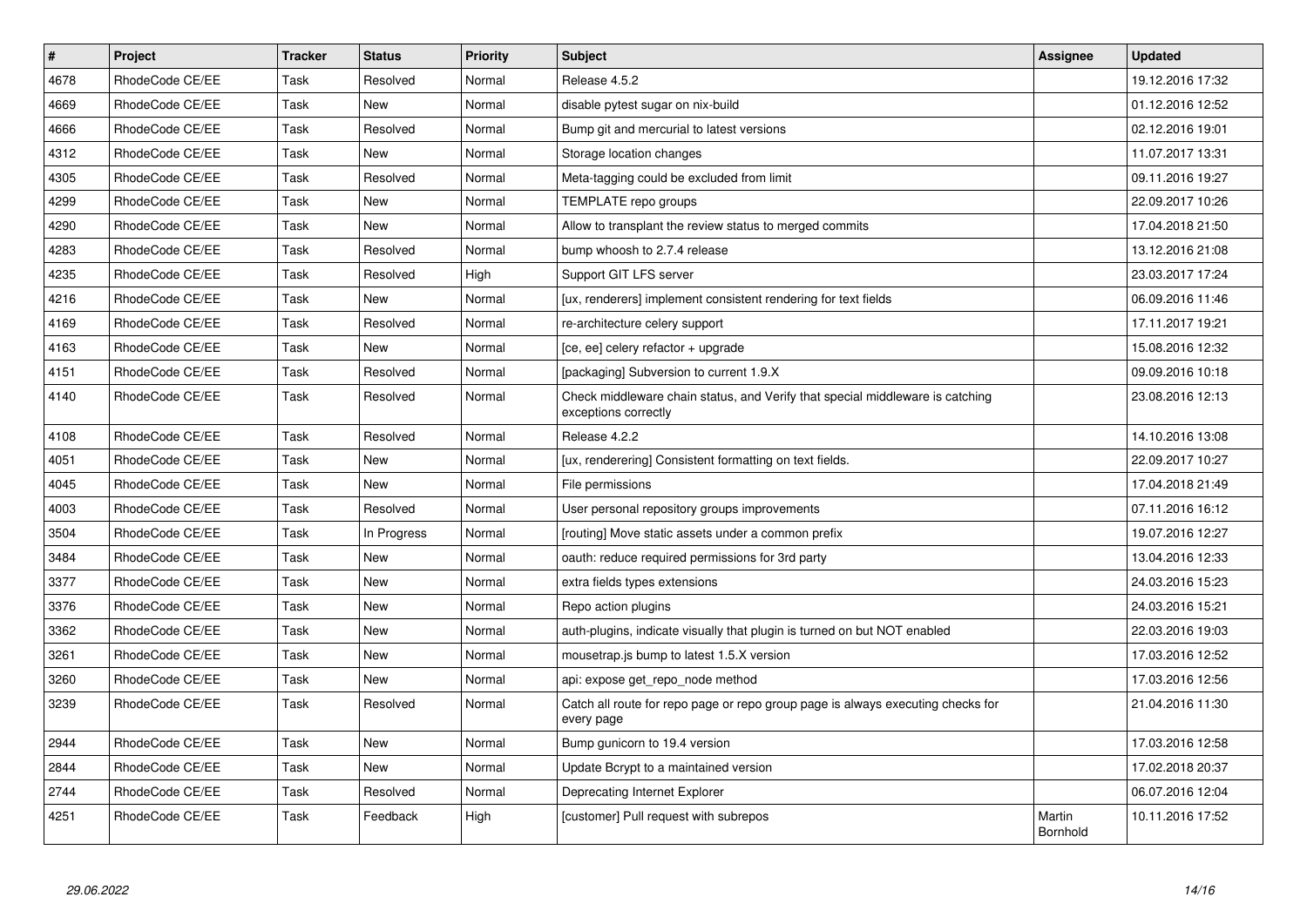| # | Project | Tracker | Status | Priority | Subject | Assignee | Updated |
| --- | --- | --- | --- | --- | --- | --- | --- |
| 4678 | RhodeCode CE/EE | Task | Resolved | Normal | Release 4.5.2 | | 19.12.2016 17:32 |
| 4669 | RhodeCode CE/EE | Task | New | Normal | disable pytest sugar on nix-build | | 01.12.2016 12:52 |
| 4666 | RhodeCode CE/EE | Task | Resolved | Normal | Bump git and mercurial to latest versions | | 02.12.2016 19:01 |
| 4312 | RhodeCode CE/EE | Task | New | Normal | Storage location changes | | 11.07.2017 13:31 |
| 4305 | RhodeCode CE/EE | Task | Resolved | Normal | Meta-tagging could be excluded from limit | | 09.11.2016 19:27 |
| 4299 | RhodeCode CE/EE | Task | New | Normal | TEMPLATE repo groups | | 22.09.2017 10:26 |
| 4290 | RhodeCode CE/EE | Task | New | Normal | Allow to transplant the review status to merged commits | | 17.04.2018 21:50 |
| 4283 | RhodeCode CE/EE | Task | Resolved | Normal | bump whoosh to 2.7.4 release | | 13.12.2016 21:08 |
| 4235 | RhodeCode CE/EE | Task | Resolved | High | Support GIT LFS server | | 23.03.2017 17:24 |
| 4216 | RhodeCode CE/EE | Task | New | Normal | [ux, renderers] implement consistent rendering for text fields | | 06.09.2016 11:46 |
| 4169 | RhodeCode CE/EE | Task | Resolved | Normal | re-architecture celery support | | 17.11.2017 19:21 |
| 4163 | RhodeCode CE/EE | Task | New | Normal | [ce, ee] celery refactor + upgrade | | 15.08.2016 12:32 |
| 4151 | RhodeCode CE/EE | Task | Resolved | Normal | [packaging] Subversion to current 1.9.X | | 09.09.2016 10:18 |
| 4140 | RhodeCode CE/EE | Task | Resolved | Normal | Check middleware chain status, and Verify that special middleware is catching exceptions correctly | | 23.08.2016 12:13 |
| 4108 | RhodeCode CE/EE | Task | Resolved | Normal | Release 4.2.2 | | 14.10.2016 13:08 |
| 4051 | RhodeCode CE/EE | Task | New | Normal | [ux, renderering] Consistent formatting on text fields. | | 22.09.2017 10:27 |
| 4045 | RhodeCode CE/EE | Task | New | Normal | File permissions | | 17.04.2018 21:49 |
| 4003 | RhodeCode CE/EE | Task | Resolved | Normal | User personal repository groups improvements | | 07.11.2016 16:12 |
| 3504 | RhodeCode CE/EE | Task | In Progress | Normal | [routing] Move static assets under a common prefix | | 19.07.2016 12:27 |
| 3484 | RhodeCode CE/EE | Task | New | Normal | oauth: reduce required permissions for 3rd party | | 13.04.2016 12:33 |
| 3377 | RhodeCode CE/EE | Task | New | Normal | extra fields types extensions | | 24.03.2016 15:23 |
| 3376 | RhodeCode CE/EE | Task | New | Normal | Repo action plugins | | 24.03.2016 15:21 |
| 3362 | RhodeCode CE/EE | Task | New | Normal | auth-plugins, indicate visually that plugin is turned on but NOT enabled | | 22.03.2016 19:03 |
| 3261 | RhodeCode CE/EE | Task | New | Normal | mousetrap.js bump to latest 1.5.X version | | 17.03.2016 12:52 |
| 3260 | RhodeCode CE/EE | Task | New | Normal | api: expose get_repo_node method | | 17.03.2016 12:56 |
| 3239 | RhodeCode CE/EE | Task | Resolved | Normal | Catch all route for repo page or repo group page is always executing checks for every page | | 21.04.2016 11:30 |
| 2944 | RhodeCode CE/EE | Task | New | Normal | Bump gunicorn to 19.4 version | | 17.03.2016 12:58 |
| 2844 | RhodeCode CE/EE | Task | New | Normal | Update Bcrypt to a maintained version | | 17.02.2018 20:37 |
| 2744 | RhodeCode CE/EE | Task | Resolved | Normal | Deprecating Internet Explorer | | 06.07.2016 12:04 |
| 4251 | RhodeCode CE/EE | Task | Feedback | High | [customer] Pull request with subrepos | Martin Bornhold | 10.11.2016 17:52 |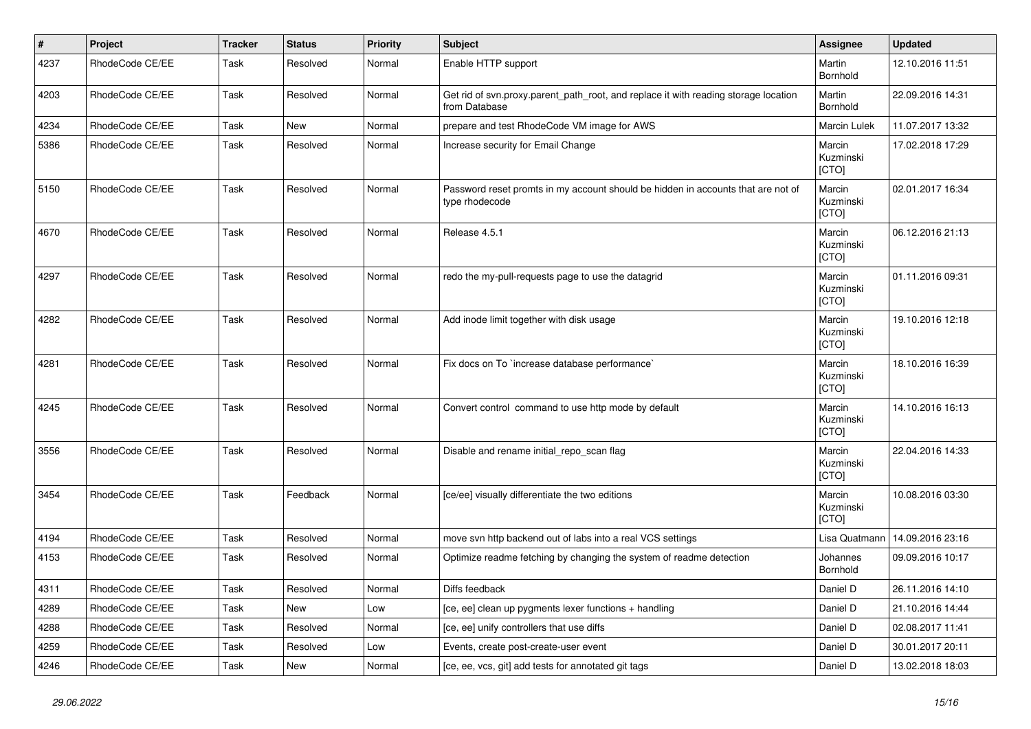| # | Project | Tracker | Status | Priority | Subject | Assignee | Updated |
|---|---|---|---|---|---|---|---|
| 4237 | RhodeCode CE/EE | Task | Resolved | Normal | Enable HTTP support | Martin Bornhold | 12.10.2016 11:51 |
| 4203 | RhodeCode CE/EE | Task | Resolved | Normal | Get rid of svn.proxy.parent_path_root, and replace it with reading storage location from Database | Martin Bornhold | 22.09.2016 14:31 |
| 4234 | RhodeCode CE/EE | Task | New | Normal | prepare and test RhodeCode VM image for AWS | Marcin Lulek | 11.07.2017 13:32 |
| 5386 | RhodeCode CE/EE | Task | Resolved | Normal | Increase security for Email Change | Marcin Kuzminski [CTO] | 17.02.2018 17:29 |
| 5150 | RhodeCode CE/EE | Task | Resolved | Normal | Password reset promts in my account should be hidden in accounts that are not of type rhodecode | Marcin Kuzminski [CTO] | 02.01.2017 16:34 |
| 4670 | RhodeCode CE/EE | Task | Resolved | Normal | Release 4.5.1 | Marcin Kuzminski [CTO] | 06.12.2016 21:13 |
| 4297 | RhodeCode CE/EE | Task | Resolved | Normal | redo the my-pull-requests page to use the datagrid | Marcin Kuzminski [CTO] | 01.11.2016 09:31 |
| 4282 | RhodeCode CE/EE | Task | Resolved | Normal | Add inode limit together with disk usage | Marcin Kuzminski [CTO] | 19.10.2016 12:18 |
| 4281 | RhodeCode CE/EE | Task | Resolved | Normal | Fix docs on To `increase database performance` | Marcin Kuzminski [CTO] | 18.10.2016 16:39 |
| 4245 | RhodeCode CE/EE | Task | Resolved | Normal | Convert control command to use http mode by default | Marcin Kuzminski [CTO] | 14.10.2016 16:13 |
| 3556 | RhodeCode CE/EE | Task | Resolved | Normal | Disable and rename initial_repo_scan flag | Marcin Kuzminski [CTO] | 22.04.2016 14:33 |
| 3454 | RhodeCode CE/EE | Task | Feedback | Normal | [ce/ee] visually differentiate the two editions | Marcin Kuzminski [CTO] | 10.08.2016 03:30 |
| 4194 | RhodeCode CE/EE | Task | Resolved | Normal | move svn http backend out of labs into a real VCS settings | Lisa Quatmann | 14.09.2016 23:16 |
| 4153 | RhodeCode CE/EE | Task | Resolved | Normal | Optimize readme fetching by changing the system of readme detection | Johannes Bornhold | 09.09.2016 10:17 |
| 4311 | RhodeCode CE/EE | Task | Resolved | Normal | Diffs feedback | Daniel D | 26.11.2016 14:10 |
| 4289 | RhodeCode CE/EE | Task | New | Low | [ce, ee] clean up pygments lexer functions + handling | Daniel D | 21.10.2016 14:44 |
| 4288 | RhodeCode CE/EE | Task | Resolved | Normal | [ce, ee] unify controllers that use diffs | Daniel D | 02.08.2017 11:41 |
| 4259 | RhodeCode CE/EE | Task | Resolved | Low | Events, create post-create-user event | Daniel D | 30.01.2017 20:11 |
| 4246 | RhodeCode CE/EE | Task | New | Normal | [ce, ee, vcs, git] add tests for annotated git tags | Daniel D | 13.02.2018 18:03 |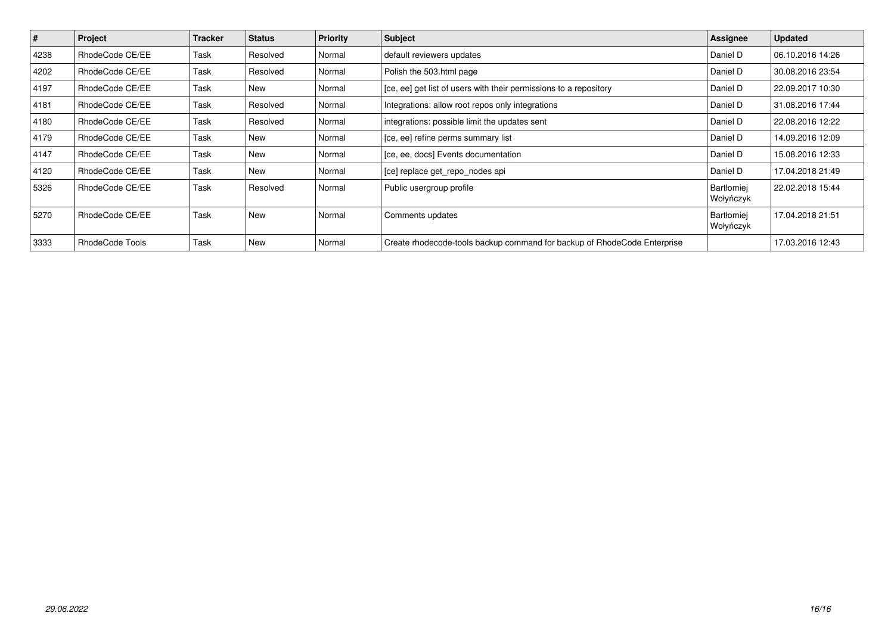| # | Project | Tracker | Status | Priority | Subject | Assignee | Updated |
|---|---|---|---|---|---|---|---|
| 4238 | RhodeCode CE/EE | Task | Resolved | Normal | default reviewers updates | Daniel D | 06.10.2016 14:26 |
| 4202 | RhodeCode CE/EE | Task | Resolved | Normal | Polish the 503.html page | Daniel D | 30.08.2016 23:54 |
| 4197 | RhodeCode CE/EE | Task | New | Normal | [ce, ee] get list of users with their permissions to a repository | Daniel D | 22.09.2017 10:30 |
| 4181 | RhodeCode CE/EE | Task | Resolved | Normal | Integrations: allow root repos only integrations | Daniel D | 31.08.2016 17:44 |
| 4180 | RhodeCode CE/EE | Task | Resolved | Normal | integrations: possible limit the updates sent | Daniel D | 22.08.2016 12:22 |
| 4179 | RhodeCode CE/EE | Task | New | Normal | [ce, ee] refine perms summary list | Daniel D | 14.09.2016 12:09 |
| 4147 | RhodeCode CE/EE | Task | New | Normal | [ce, ee, docs] Events documentation | Daniel D | 15.08.2016 12:33 |
| 4120 | RhodeCode CE/EE | Task | New | Normal | [ce] replace get_repo_nodes api | Daniel D | 17.04.2018 21:49 |
| 5326 | RhodeCode CE/EE | Task | Resolved | Normal | Public usergroup profile | Bartłomiej Wołyńczyk | 22.02.2018 15:44 |
| 5270 | RhodeCode CE/EE | Task | New | Normal | Comments updates | Bartłomiej Wołyńczyk | 17.04.2018 21:51 |
| 3333 | RhodeCode Tools | Task | New | Normal | Create rhodecode-tools backup command for backup of RhodeCode Enterprise | | 17.03.2016 12:43 |